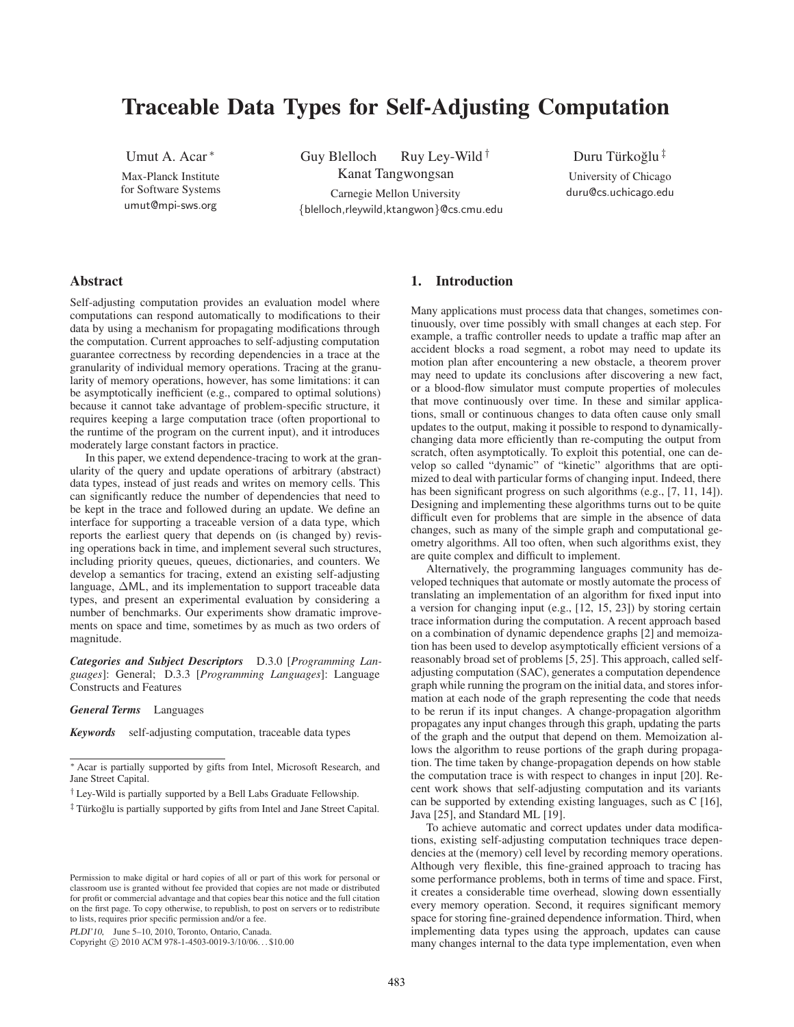# Traceable Data Types for Self-Adjusting Computation

Umut A. Acar *
Max-Planck Institute for Software Systems
umut@mpi-sws.org

Guy Blelloch   Ruy Ley-Wild †
Kanat Tangwongsan
Carnegie Mellon University
{blelloch,rleywild,ktangwon}@cs.cmu.edu

Duru Türkoğlu ‡
University of Chicago
duru@cs.uchicago.edu

## Abstract

Self-adjusting computation provides an evaluation model where computations can respond automatically to modifications to their data by using a mechanism for propagating modifications through the computation. Current approaches to self-adjusting computation guarantee correctness by recording dependencies in a trace at the granularity of individual memory operations. Tracing at the granularity of memory operations, however, has some limitations: it can be asymptotically inefficient (e.g., compared to optimal solutions) because it cannot take advantage of problem-specific structure, it requires keeping a large computation trace (often proportional to the runtime of the program on the current input), and it introduces moderately large constant factors in practice.

In this paper, we extend dependence-tracing to work at the granularity of the query and update operations of arbitrary (abstract) data types, instead of just reads and writes on memory cells. This can significantly reduce the number of dependencies that need to be kept in the trace and followed during an update. We define an interface for supporting a traceable version of a data type, which reports the earliest query that depends on (is changed by) revising operations back in time, and implement several such structures, including priority queues, queues, dictionaries, and counters. We develop a semantics for tracing, extend an existing self-adjusting language, ΔML, and its implementation to support traceable data types, and present an experimental evaluation by considering a number of benchmarks. Our experiments show dramatic improvements on space and time, sometimes by as much as two orders of magnitude.

***Categories and Subject Descriptors*** D.3.0 [*Programming Languages*]: General; D.3.3 [*Programming Languages*]: Language Constructs and Features

***General Terms*** Languages

***Keywords*** self-adjusting computation, traceable data types

* Acar is partially supported by gifts from Intel, Microsoft Research, and Jane Street Capital.

† Ley-Wild is partially supported by a Bell Labs Graduate Fellowship.

‡ Türkoğlu is partially supported by gifts from Intel and Jane Street Capital.

Permission to make digital or hard copies of all or part of this work for personal or classroom use is granted without fee provided that copies are not made or distributed for profit or commercial advantage and that copies bear this notice and the full citation on the first page. To copy otherwise, to republish, to post on servers or to redistribute to lists, requires prior specific permission and/or a fee.

*PLDI'10,* June 5–10, 2010, Toronto, Ontario, Canada.
Copyright © 2010 ACM 978-1-4503-0019-3/10/06. . . $10.00

## 1. Introduction

Many applications must process data that changes, sometimes continuously, over time possibly with small changes at each step. For example, a traffic controller needs to update a traffic map after an accident blocks a road segment, a robot may need to update its motion plan after encountering a new obstacle, a theorem prover may need to update its conclusions after discovering a new fact, or a blood-flow simulator must compute properties of molecules that move continuously over time. In these and similar applications, small or continuous changes to data often cause only small updates to the output, making it possible to respond to dynamically-changing data more efficiently than re-computing the output from scratch, often asymptotically. To exploit this potential, one can develop so called "dynamic" of "kinetic" algorithms that are optimized to deal with particular forms of changing input. Indeed, there has been significant progress on such algorithms (e.g., [7, 11, 14]). Designing and implementing these algorithms turns out to be quite difficult even for problems that are simple in the absence of data changes, such as many of the simple graph and computational geometry algorithms. All too often, when such algorithms exist, they are quite complex and difficult to implement.

Alternatively, the programming languages community has developed techniques that automate or mostly automate the process of translating an implementation of an algorithm for fixed input into a version for changing input (e.g., [12, 15, 23]) by storing certain trace information during the computation. A recent approach based on a combination of dynamic dependence graphs [2] and memoization has been used to develop asymptotically efficient versions of a reasonably broad set of problems [5, 25]. This approach, called self-adjusting computation (SAC), generates a computation dependence graph while running the program on the initial data, and stores information at each node of the graph representing the code that needs to be rerun if its input changes. A change-propagation algorithm propagates any input changes through this graph, updating the parts of the graph and the output that depend on them. Memoization allows the algorithm to reuse portions of the graph during propagation. The time taken by change-propagation depends on how stable the computation trace is with respect to changes in input [20]. Recent work shows that self-adjusting computation and its variants can be supported by extending existing languages, such as C [16], Java [25], and Standard ML [19].

To achieve automatic and correct updates under data modifications, existing self-adjusting computation techniques trace dependencies at the (memory) cell level by recording memory operations. Although very flexible, this fine-grained approach to tracing has some performance problems, both in terms of time and space. First, it creates a considerable time overhead, slowing down essentially every memory operation. Second, it requires significant memory space for storing fine-grained dependence information. Third, when implementing data types using the approach, updates can cause many changes internal to the data type implementation, even when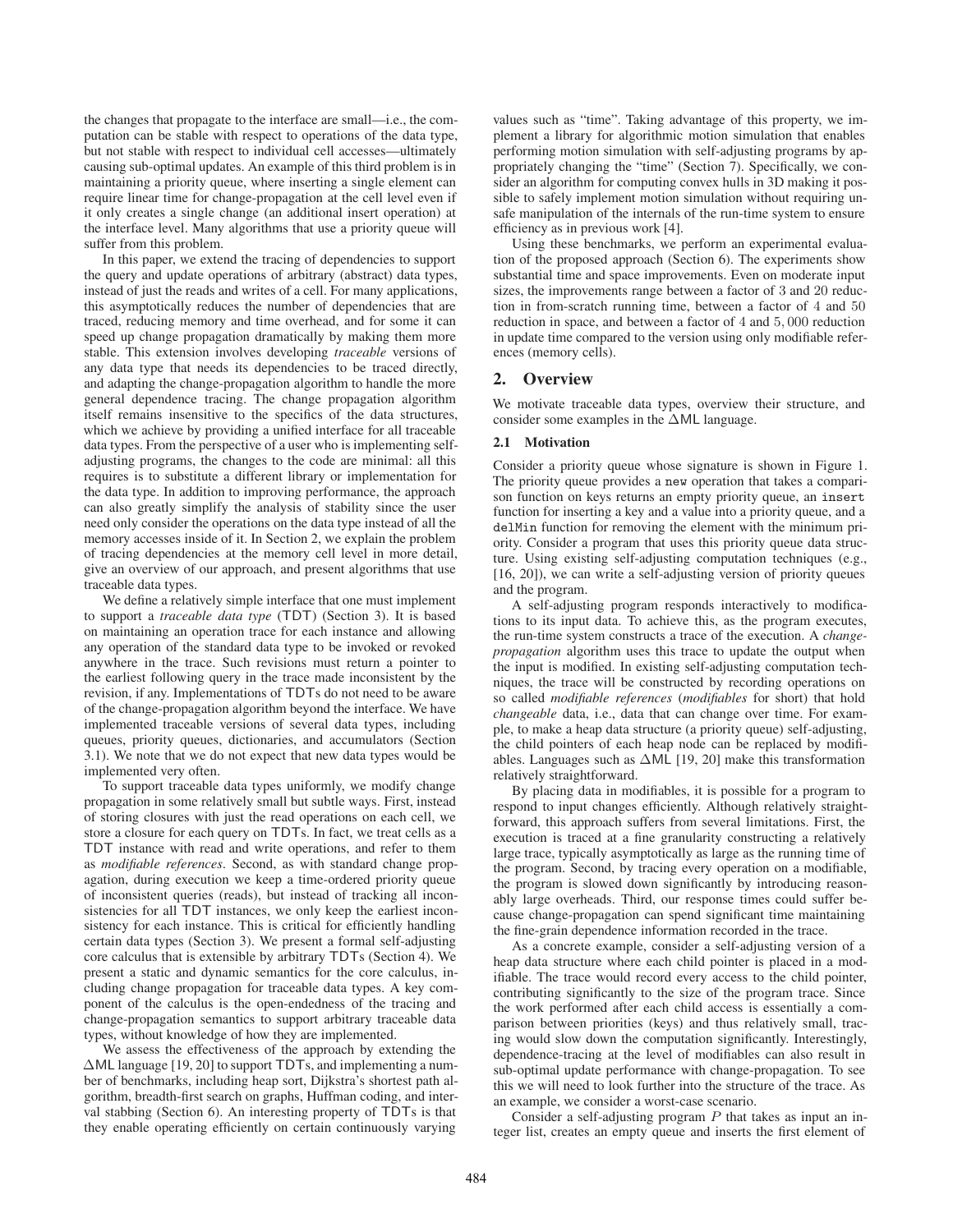the changes that propagate to the interface are small—i.e., the computation can be stable with respect to operations of the data type, but not stable with respect to individual cell accesses—ultimately causing sub-optimal updates. An example of this third problem is in maintaining a priority queue, where inserting a single element can require linear time for change-propagation at the cell level even if it only creates a single change (an additional insert operation) at the interface level. Many algorithms that use a priority queue will suffer from this problem.

In this paper, we extend the tracing of dependencies to support the query and update operations of arbitrary (abstract) data types, instead of just the reads and writes of a cell. For many applications, this asymptotically reduces the number of dependencies that are traced, reducing memory and time overhead, and for some it can speed up change propagation dramatically by making them more stable. This extension involves developing *traceable* versions of any data type that needs its dependencies to be traced directly, and adapting the change-propagation algorithm to handle the more general dependence tracing. The change propagation algorithm itself remains insensitive to the specifics of the data structures, which we achieve by providing a unified interface for all traceable data types. From the perspective of a user who is implementing self-adjusting programs, the changes to the code are minimal: all this requires is to substitute a different library or implementation for the data type. In addition to improving performance, the approach can also greatly simplify the analysis of stability since the user need only consider the operations on the data type instead of all the memory accesses inside of it. In Section 2, we explain the problem of tracing dependencies at the memory cell level in more detail, give an overview of our approach, and present algorithms that use traceable data types.

We define a relatively simple interface that one must implement to support a *traceable data type* (TDT) (Section 3). It is based on maintaining an operation trace for each instance and allowing any operation of the standard data type to be invoked or revoked anywhere in the trace. Such revisions must return a pointer to the earliest following query in the trace made inconsistent by the revision, if any. Implementations of TDTs do not need to be aware of the change-propagation algorithm beyond the interface. We have implemented traceable versions of several data types, including queues, priority queues, dictionaries, and accumulators (Section 3.1). We note that we do not expect that new data types would be implemented very often.

To support traceable data types uniformly, we modify change propagation in some relatively small but subtle ways. First, instead of storing closures with just the read operations on each cell, we store a closure for each query on TDTs. In fact, we treat cells as a TDT instance with read and write operations, and refer to them as *modifiable references*. Second, as with standard change propagation, during execution we keep a time-ordered priority queue of inconsistent queries (reads), but instead of tracking all inconsistencies for all TDT instances, we only keep the earliest inconsistency for each instance. This is critical for efficiently handling certain data types (Section 3). We present a formal self-adjusting core calculus that is extensible by arbitrary TDTs (Section 4). We present a static and dynamic semantics for the core calculus, including change propagation for traceable data types. A key component of the calculus is the open-endedness of the tracing and change-propagation semantics to support arbitrary traceable data types, without knowledge of how they are implemented.

We assess the effectiveness of the approach by extending the ΔML language [19, 20] to support TDTs, and implementing a number of benchmarks, including heap sort, Dijkstra's shortest path algorithm, breadth-first search on graphs, Huffman coding, and interval stabbing (Section 6). An interesting property of TDTs is that they enable operating efficiently on certain continuously varying values such as "time". Taking advantage of this property, we implement a library for algorithmic motion simulation that enables performing motion simulation with self-adjusting programs by appropriately changing the "time" (Section 7). Specifically, we consider an algorithm for computing convex hulls in 3D making it possible to safely implement motion simulation without requiring unsafe manipulation of the internals of the run-time system to ensure efficiency as in previous work [4].

Using these benchmarks, we perform an experimental evaluation of the proposed approach (Section 6). The experiments show substantial time and space improvements. Even on moderate input sizes, the improvements range between a factor of 3 and 20 reduction in from-scratch running time, between a factor of 4 and 50 reduction in space, and between a factor of 4 and 5,000 reduction in update time compared to the version using only modifiable references (memory cells).

## 2. Overview

We motivate traceable data types, overview their structure, and consider some examples in the ΔML language.

### 2.1 Motivation

Consider a priority queue whose signature is shown in Figure 1. The priority queue provides a `new` operation that takes a comparison function on keys returns an empty priority queue, an `insert` function for inserting a key and a value into a priority queue, and a `delMin` function for removing the element with the minimum priority. Consider a program that uses this priority queue data structure. Using existing self-adjusting computation techniques (e.g., [16, 20]), we can write a self-adjusting version of priority queues and the program.

A self-adjusting program responds interactively to modifications to its input data. To achieve this, as the program executes, the run-time system constructs a trace of the execution. A *change-propagation* algorithm uses this trace to update the output when the input is modified. In existing self-adjusting computation techniques, the trace will be constructed by recording operations on so called *modifiable references* (*modifiables* for short) that hold *changeable* data, i.e., data that can change over time. For example, to make a heap data structure (a priority queue) self-adjusting, the child pointers of each heap node can be replaced by modifiables. Languages such as ΔML [19, 20] make this transformation relatively straightforward.

By placing data in modifiables, it is possible for a program to respond to input changes efficiently. Although relatively straightforward, this approach suffers from several limitations. First, the execution is traced at a fine granularity constructing a relatively large trace, typically asymptotically as large as the running time of the program. Second, by tracing every operation on a modifiable, the program is slowed down significantly by introducing reasonably large overheads. Third, our response times could suffer because change-propagation can spend significant time maintaining the fine-grain dependence information recorded in the trace.

As a concrete example, consider a self-adjusting version of a heap data structure where each child pointer is placed in a modifiable. The trace would record every access to the child pointer, contributing significantly to the size of the program trace. Since the work performed after each child access is essentially a comparison between priorities (keys) and thus relatively small, tracing would slow down the computation significantly. Interestingly, dependence-tracing at the level of modifiables can also result in sub-optimal update performance with change-propagation. To see this we will need to look further into the structure of the trace. As an example, we consider a worst-case scenario.

Consider a self-adjusting program $P$ that takes as input an integer list, creates an empty queue and inserts the first element of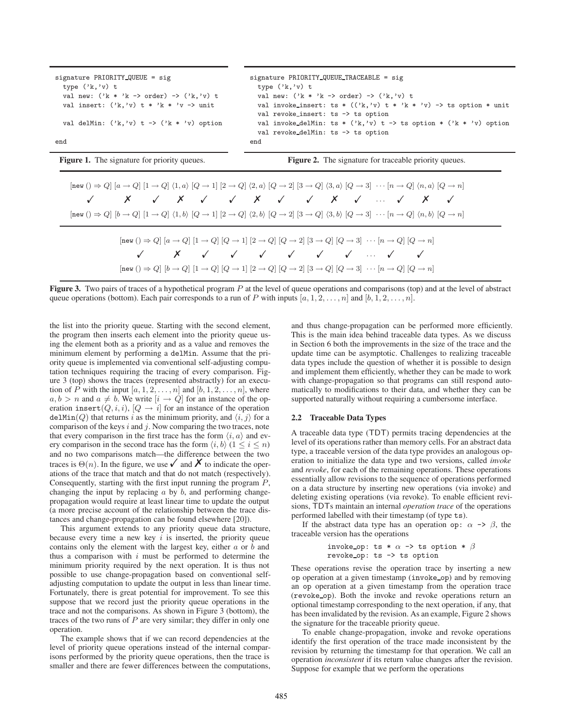```
signature PRIORITY_QUEUE = sig
  type ('k,'v) t
  val new: ('k * 'k -> order) -> ('k,'v) t
  val insert: ('k,'v) t * 'k * 'v -> unit

  val delMin: ('k,'v) t -> ('k * 'v) option

end
```

**Figure 1.** The signature for priority queues.

```
signature PRIORITY_QUEUE_TRACEABLE = sig
  type ('k,'v) t
  val new: ('k * 'k -> order) -> ('k,'v) t
  val invoke_insert: ts * (('k,'v) t * 'k * 'v) -> ts option * unit
  val revoke_insert: ts -> ts option
  val invoke_delMin: ts * ('k,'v) t -> ts option * ('k * 'v) option
  val revoke_delMin: ts -> ts option
end
```

**Figure 2.** The signature for traceable priority queues.

$$[\texttt{new}\,() \Rightarrow Q]\ [a \to Q]\ [1 \to Q]\ \langle 1, a\rangle\ [Q \to 1]\ [2 \to Q]\ \langle 2, a\rangle\ [Q \to 2]\ [3 \to Q]\ \langle 3, a\rangle\ [Q \to 3]\ \cdots [n \to Q]\ \langle n, a\rangle\ [Q \to n]$$

✓ ✗ ✓ ✗ ✓ ✓ ✗ ✓ ✓ ✗ ✓ ⋯ ✓ ✗ ✓

$$[\texttt{new}\,() \Rightarrow Q]\ [b \to Q]\ [1 \to Q]\ \langle 1, b\rangle\ [Q \to 1]\ [2 \to Q]\ \langle 2, b\rangle\ [Q \to 2]\ [3 \to Q]\ \langle 3, b\rangle\ [Q \to 3]\ \cdots [n \to Q]\ \langle n, b\rangle\ [Q \to n]$$

$$[\texttt{new}\,() \Rightarrow Q]\ [a \to Q]\ [1 \to Q]\ [Q \to 1]\ [2 \to Q]\ [Q \to 2]\ [3 \to Q]\ [Q \to 3]\ \cdots [n \to Q]\ [Q \to n]$$

✓ ✗ ✓ ✓ ✓ ✓ ✓ ✓ ⋯ ✓ ✓

$$[\texttt{new}\,() \Rightarrow Q]\ [b \to Q]\ [1 \to Q]\ [Q \to 1]\ [2 \to Q]\ [Q \to 2]\ [3 \to Q]\ [Q \to 3]\ \cdots [n \to Q]\ [Q \to n]$$

**Figure 3.** Two pairs of traces of a hypothetical program $P$ at the level of queue operations and comparisons (top) and at the level of abstract queue operations (bottom). Each pair corresponds to a run of $P$ with inputs $[a, 1, 2, \ldots, n]$ and $[b, 1, 2, \ldots, n]$.

the list into the priority queue. Starting with the second element, the program then inserts each element into the priority queue using the element both as a priority and as a value and removes the minimum element by performing a delMin. Assume that the priority queue is implemented via conventional self-adjusting computation techniques requiring the tracing of every comparison. Figure 3 (top) shows the traces (represented abstractly) for an execution of $P$ with the input $[a, 1, 2, \ldots, n]$ and $[b, 1, 2, \ldots, n]$, where $a, b > n$ and $a \neq b$. We write $[i \to Q]$ for an instance of the operation $\texttt{insert}(Q, i, i)$, $[Q \to i]$ for an instance of the operation $\texttt{delMin}(Q)$ that returns $i$ as the minimum priority, and $\langle i, j\rangle$ for a comparison of the keys $i$ and $j$. Now comparing the two traces, note that every comparison in the first trace has the form $\langle i, a\rangle$ and every comparison in the second trace has the form $\langle i, b\rangle$ $(1 \le i \le n)$ and no two comparisons match—the difference between the two traces is $\Theta(n)$. In the figure, we use ✓ and ✗ to indicate the operations of the trace that match and that do not match (respectively). Consequently, starting with the first input running the program $P$, changing the input by replacing $a$ by $b$, and performing change-propagation would require at least linear time to update the output (a more precise account of the relationship between the trace distances and change-propagation can be found elsewhere [20]).

This argument extends to any priority queue data structure, because every time a new key $i$ is inserted, the priority queue contains only the element with the largest key, either $a$ or $b$ and thus a comparison with $i$ must be performed to determine the minimum priority required by the next operation. It is thus not possible to use change-propagation based on conventional self-adjusting computation to update the output in less than linear time. Fortunately, there is great potential for improvement. To see this suppose that we record just the priority queue operations in the trace and not the comparisons. As shown in Figure 3 (bottom), the traces of the two runs of $P$ are very similar; they differ in only one operation.

The example shows that if we can record dependencies at the level of priority queue operations instead of the internal comparisons performed by the priority queue operations, then the trace is smaller and there are fewer differences between the computations, and thus change-propagation can be performed more efficiently. This is the main idea behind traceable data types. As we discuss in Section 6 both the improvements in the size of the trace and the update time can be asymptotic. Challenges to realizing traceable data types include the question of whether it is possible to design and implement them efficiently, whether they can be made to work with change-propagation so that programs can still respond automatically to modifications to their data, and whether they can be supported naturally without requiring a cumbersome interface.

### 2.2 Traceable Data Types

A traceable data type (TDT) permits tracing dependencies at the level of its operations rather than memory cells. For an abstract data type, a traceable version of the data type provides an analogous operation to initialize the data type and two versions, called *invoke* and *revoke*, for each of the remaining operations. These operations essentially allow revisions to the sequence of operations performed on a data structure by inserting new operations (via invoke) and deleting existing operations (via revoke). To enable efficient revisions, TDTs maintain an internal *operation trace* of the operations performed labelled with their timestamp (of type ts).

If the abstract data type has an operation op: $\alpha$ -> $\beta$, the traceable version has the operations

```
invoke_op: ts * α -> ts option * β
revoke_op: ts -> ts option
```

These operations revise the operation trace by inserting a new op operation at a given timestamp (invoke_op) and by removing an op operation at a given timestamp from the operation trace (revoke_op). Both the invoke and revoke operations return an optional timestamp corresponding to the next operation, if any, that has been invalidated by the revision. As an example, Figure 2 shows the signature for the traceable priority queue.

To enable change-propagation, invoke and revoke operations identify the first operation of the trace made inconsistent by the revision by returning the timestamp for that operation. We call an operation *inconsistent* if its return value changes after the revision. Suppose for example that we perform the operations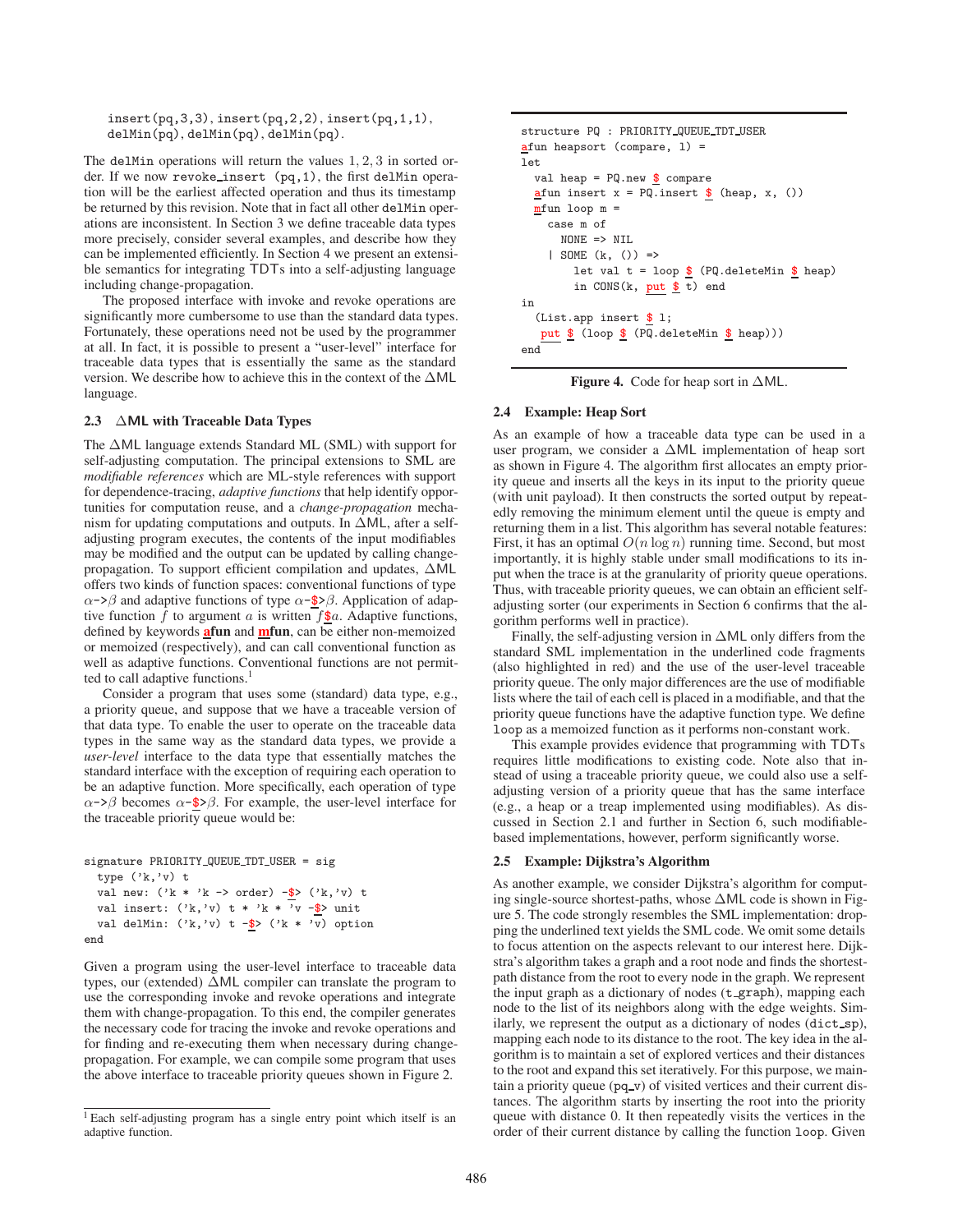```
insert(pq,3,3), insert(pq,2,2), insert(pq,1,1),
delMin(pq), delMin(pq), delMin(pq).
```

The `delMin` operations will return the values $1, 2, 3$ in sorted order. If we now `revoke_insert (pq,1)`, the first `delMin` operation will be the earliest affected operation and thus its timestamp be returned by this revision. Note that in fact all other `delMin` operations are inconsistent. In Section 3 we define traceable data types more precisely, consider several examples, and describe how they can be implemented efficiently. In Section 4 we present an extensible semantics for integrating TDTs into a self-adjusting language including change-propagation.

The proposed interface with invoke and revoke operations are significantly more cumbersome to use than the standard data types. Fortunately, these operations need not be used by the programmer at all. In fact, it is possible to present a "user-level" interface for traceable data types that is essentially the same as the standard version. We describe how to achieve this in the context of the ΔML language.

### 2.3 ΔML with Traceable Data Types

The ΔML language extends Standard ML (SML) with support for self-adjusting computation. The principal extensions to SML are *modifiable references* which are ML-style references with support for dependence-tracing, *adaptive functions* that help identify opportunities for computation reuse, and a *change-propagation* mechanism for updating computations and outputs. In ΔML, after a self-adjusting program executes, the contents of the input modifiables may be modified and the output can be updated by calling change-propagation. To support efficient compilation and updates, ΔML offers two kinds of function spaces: conventional functions of type $\alpha$`->`$\beta$ and adaptive functions of type $\alpha$`-$>`$\beta$. Application of adaptive function $f$ to argument $a$ is written $f$`$`$a$. Adaptive functions, defined by keywords **afun** and **mfun**, can be either non-memoized or memoized (respectively), and can call conventional function as well as adaptive functions. Conventional functions are not permitted to call adaptive functions.[1]

Consider a program that uses some (standard) data type, e.g., a priority queue, and suppose that we have a traceable version of that data type. To enable the user to operate on the traceable data types in the same way as the standard data types, we provide a *user-level* interface to the data type that essentially matches the standard interface with the exception of requiring each operation to be an adaptive function. More specifically, each operation of type $\alpha$`->`$\beta$ becomes $\alpha$`-$>`$\beta$. For example, the user-level interface for the traceable priority queue would be:

```
signature PRIORITY_QUEUE_TDT_USER = sig
  type ('k,'v) t
  val new: ('k * 'k -> order) -$> ('k,'v) t
  val insert: ('k,'v) t * 'k * 'v -$> unit
  val delMin: ('k,'v) t -$> ('k * 'v) option
end
```

Given a program using the user-level interface to traceable data types, our (extended) ΔML compiler can translate the program to use the corresponding invoke and revoke operations and integrate them with change-propagation. To this end, the compiler generates the necessary code for tracing the invoke and revoke operations and for finding and re-executing them when necessary during change-propagation. For example, we can compile some program that uses the above interface to traceable priority queues shown in Figure 2.

[1] Each self-adjusting program has a single entry point which itself is an adaptive function.

```
structure PQ : PRIORITY_QUEUE_TDT_USER
afun heapsort (compare, l) =
let
  val heap = PQ.new $ compare
  afun insert x = PQ.insert $ (heap, x, ())
  mfun loop m =
    case m of
      NONE => NIL
    | SOME (k, ()) =>
        let val t = loop $ (PQ.deleteMin $ heap)
        in CONS(k, put $ t) end
in
  (List.app insert $ l;
   put $ (loop $ (PQ.deleteMin $ heap)))
end
```

**Figure 4.** Code for heap sort in ΔML.

### 2.4 Example: Heap Sort

As an example of how a traceable data type can be used in a user program, we consider a ΔML implementation of heap sort as shown in Figure 4. The algorithm first allocates an empty priority queue and inserts all the keys in its input to the priority queue (with unit payload). It then constructs the sorted output by repeatedly removing the minimum element until the queue is empty and returning them in a list. This algorithm has several notable features: First, it has an optimal $O(n \log n)$ running time. Second, but most importantly, it is highly stable under small modifications to its input when the trace is at the granularity of priority queue operations. Thus, with traceable priority queues, we can obtain an efficient self-adjusting sorter (our experiments in Section 6 confirms that the algorithm performs well in practice).

Finally, the self-adjusting version in ΔML only differs from the standard SML implementation in the underlined code fragments (also highlighted in red) and the use of the user-level traceable priority queue. The only major differences are the use of modifiable lists where the tail of each cell is placed in a modifiable, and that the priority queue functions have the adaptive function type. We define `loop` as a memoized function as it performs non-constant work.

This example provides evidence that programming with TDTs requires little modifications to existing code. Note also that instead of using a traceable priority queue, we could also use a self-adjusting version of a priority queue that has the same interface (e.g., a heap or a treap implemented using modifiables). As discussed in Section 2.1 and further in Section 6, such modifiable-based implementations, however, perform significantly worse.

### 2.5 Example: Dijkstra's Algorithm

As another example, we consider Dijkstra's algorithm for computing single-source shortest-paths, whose ΔML code is shown in Figure 5. The code strongly resembles the SML implementation: dropping the underlined text yields the SML code. We omit some details to focus attention on the aspects relevant to our interest here. Dijkstra's algorithm takes a graph and a root node and finds the shortest-path distance from the root to every node in the graph. We represent the input graph as a dictionary of nodes (`t_graph`), mapping each node to the list of its neighbors along with the edge weights. Similarly, we represent the output as a dictionary of nodes (`dict_sp`), mapping each node to its distance to the root. The key idea in the algorithm is to maintain a set of explored vertices and their distances to the root and expand this set iteratively. For this purpose, we maintain a priority queue (`pq_v`) of visited vertices and their current distances. The algorithm starts by inserting the root into the priority queue with distance 0. It then repeatedly visits the vertices in the order of their current distance by calling the function `loop`. Given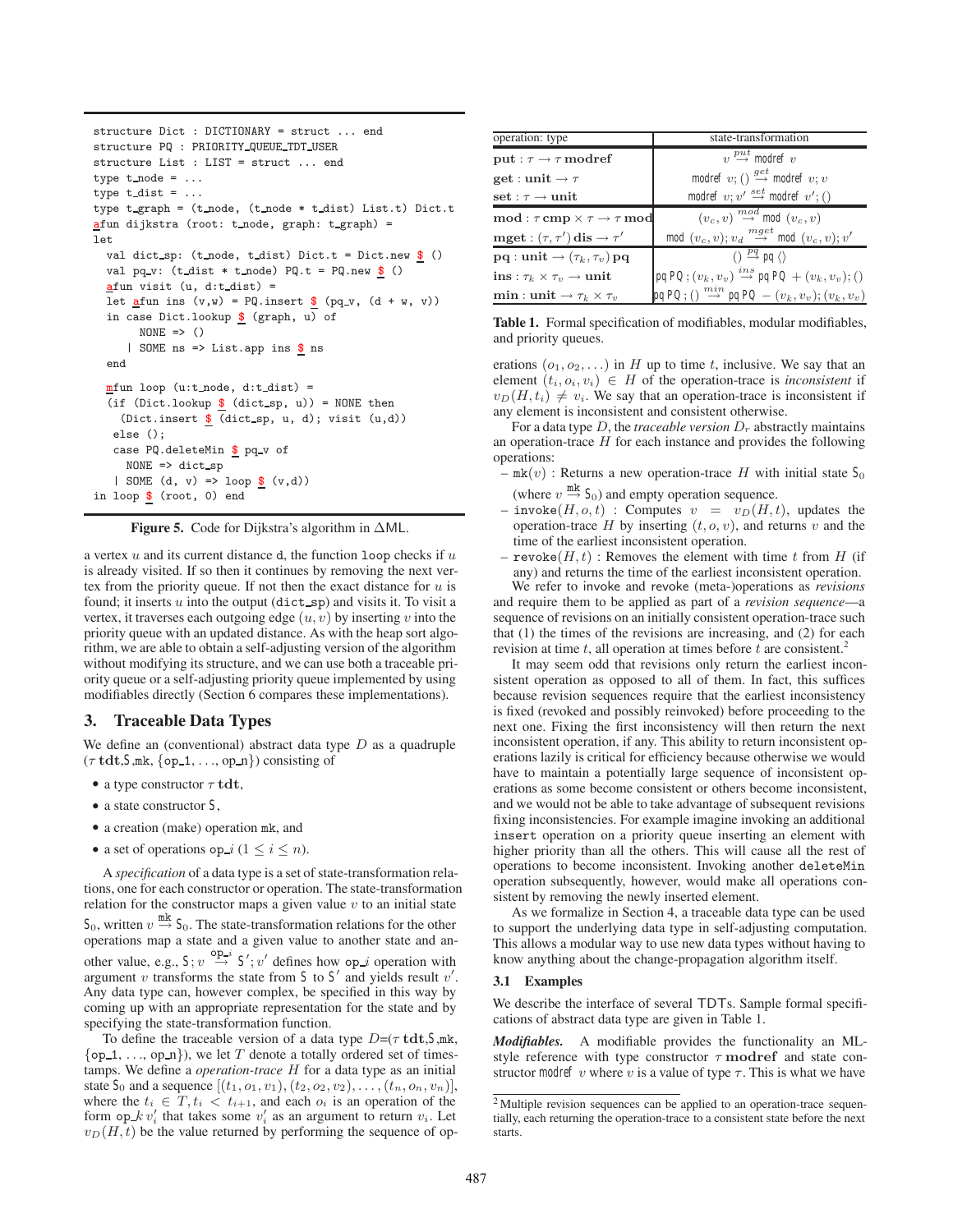```
structure Dict : DICTIONARY = struct ... end
structure PQ : PRIORITY_QUEUE_TDT_USER
structure List : LIST = struct ... end
type t_node = ...
type t_dist = ...
type t_graph = (t_node, (t_node * t_dist) List.t) Dict.t
afun dijkstra (root: t_node, graph: t_graph) =
let
  val dict_sp: (t_node, t_dist) Dict.t = Dict.new $ ()
  val pq_v: (t_dist * t_node) PQ.t = PQ.new $ ()
  afun visit (u, d:t_dist) =
  let afun ins (v,w) = PQ.insert $ (pq_v, (d + w, v))
  in case Dict.lookup $ (graph, u) of
       NONE => ()
     | SOME ns => List.app ins $ ns
  end

  mfun loop (u:t_node, d:t_dist) =
  (if (Dict.lookup $ (dict_sp, u)) = NONE then
     (Dict.insert $ (dict_sp, u, d); visit (u,d))
   else ();
   case PQ.deleteMin $ pq_v of
     NONE => dict_sp
   | SOME (d, v) => loop $ (v,d))
in loop $ (root, 0) end
```

**Figure 5.** Code for Dijkstra's algorithm in ΔML.

a vertex $u$ and its current distance d, the function loop checks if $u$ is already visited. If so then it continues by removing the next vertex from the priority queue. If not then the exact distance for $u$ is found; it inserts $u$ into the output (dict_sp) and visits it. To visit a vertex, it traverses each outgoing edge $(u, v)$ by inserting $v$ into the priority queue with an updated distance. As with the heap sort algorithm, we are able to obtain a self-adjusting version of the algorithm without modifying its structure, and we can use both a traceable priority queue or a self-adjusting priority queue implemented by using modifiables directly (Section 6 compares these implementations).

## 3. Traceable Data Types

We define an (conventional) abstract data type $D$ as a quadruple ($\tau$ **tdt**, $\mathsf{S}$, mk, {op_1, ..., op_n}) consisting of

- a type constructor $\tau$ **tdt**,
- a state constructor $\mathsf{S}$,
- a creation (make) operation mk, and
- a set of operations op_$i$ ($1 \le i \le n$).

A *specification* of a data type is a set of state-transformation relations, one for each constructor or operation. The state-transformation relation for the constructor maps a given value $v$ to an initial state $\mathsf{S}_0$, written $v \overset{\mathtt{mk}}{\rightarrow} \mathsf{S}_0$. The state-transformation relations for the other operations map a state and a given value to another state and another value, e.g., $\mathsf{S}; v \overset{\mathtt{op\_}i}{\rightarrow} \mathsf{S}'; v'$ defines how op_$i$ operation with argument $v$ transforms the state from $\mathsf{S}$ to $\mathsf{S}'$ and yields result $v'$. Any data type can, however complex, be specified in this way by coming up with an appropriate representation for the state and by specifying the state-transformation function.

To define the traceable version of a data type $D$=($\tau$ **tdt**, $\mathsf{S}$, mk, {op_1, ..., op_n}), we let $T$ denote a totally ordered set of timestamps. We define an *operation-trace* $H$ for a data type as an initial state $\mathsf{S}_0$ and a sequence $[(t_1, o_1, v_1), (t_2, o_2, v_2), \ldots, (t_n, o_n, v_n)]$, where the $t_i \in T, t_i < t_{i+1}$, and each $o_i$ is an operation of the form op_$k\, v_i'$ that takes some $v_i'$ as an argument to return $v_i$. Let $v_D(H, t)$ be the value returned by performing the sequence of operations $(o_1, o_2, \ldots)$ in $H$ up to time $t$, inclusive. We say that an element $(t_i, o_i, v_i) \in H$ of the operation-trace is *inconsistent* if $v_D(H, t_i) \neq v_i$. We say that an operation-trace is inconsistent if any element is inconsistent and consistent otherwise.

| operation: type | state-transformation |
|---|---|
| **put** : $\tau \rightarrow \tau$ **modref** | $v \overset{put}{\rightarrow}$ modref $v$ |
| **get** : **unit** $\rightarrow \tau$ | modref $v$; () $\overset{get}{\rightarrow}$ modref $v$; $v$ |
| **set** : $\tau \rightarrow$ **unit** | modref $v$; $v' \overset{set}{\rightarrow}$ modref $v'$; () |
| **mod** : $\tau$ **cmp** $\times \tau \rightarrow \tau$ **mod** | $(v_c, v) \overset{mod}{\rightarrow}$ mod $(v_c, v)$ |
| **mget** : $(\tau, \tau')$ **dis** $\rightarrow \tau'$ | mod $(v_c, v)$; $v_d \overset{mget}{\rightarrow}$ mod $(v_c, v)$; $v'$ |
| **pq** : **unit** $\rightarrow (\tau_k, \tau_v)$ **pq** | () $\overset{pq}{\rightarrow}$ pq $\langle\rangle$ |
| **ins** : $\tau_k \times \tau_v \rightarrow$ **unit** | pq PQ ; $(v_k, v_v) \overset{ins}{\rightarrow}$ pq PQ $+ (v_k, v_v)$; () |
| **min** : **unit** $\rightarrow \tau_k \times \tau_v$ | pq PQ ; () $\overset{min}{\rightarrow}$ pq PQ $- (v_k, v_v)$; $(v_k, v_v)$ |

**Table 1.** Formal specification of modifiables, modular modifiables, and priority queues.

For a data type $D$, the *traceable version* $D_\tau$ abstractly maintains an operation-trace $H$ for each instance and provides the following operations:

- mk($v$) : Returns a new operation-trace $H$ with initial state $\mathsf{S}_0$ (where $v \overset{\mathtt{mk}}{\rightarrow} \mathsf{S}_0$) and empty operation sequence.
- invoke($H, o, t$) : Computes $v = v_D(H, t)$, updates the operation-trace $H$ by inserting $(t, o, v)$, and returns $v$ and the time of the earliest inconsistent operation.
- revoke($H, t$) : Removes the element with time $t$ from $H$ (if any) and returns the time of the earliest inconsistent operation.

We refer to invoke and revoke (meta-)operations as *revisions* and require them to be applied as part of a *revision sequence*—a sequence of revisions on an initially consistent operation-trace such that (1) the times of the revisions are increasing, and (2) for each revision at time $t$, all operation at times before $t$ are consistent.[2]

It may seem odd that revisions only return the earliest inconsistent operation as opposed to all of them. In fact, this suffices because revision sequences require that the earliest inconsistency is fixed (revoked and possibly reinvoked) before proceeding to the next one. Fixing the first inconsistency will then return the next inconsistent operation, if any. This ability to return inconsistent operations lazily is critical for efficiency because otherwise we would have to maintain a potentially large sequence of inconsistent operations as some become consistent or others become inconsistent, and we would not be able to take advantage of subsequent revisions fixing inconsistencies. For example imagine invoking an additional insert operation on a priority queue inserting an element with higher priority than all the others. This will cause all the rest of operations to become inconsistent. Invoking another deleteMin operation subsequently, however, would make all operations consistent by removing the newly inserted element.

As we formalize in Section 4, a traceable data type can be used to support the underlying data type in self-adjusting computation. This allows a modular way to use new data types without having to know anything about the change-propagation algorithm itself.

### 3.1 Examples

We describe the interface of several TDTs. Sample formal specifications of abstract data type are given in Table 1.

***Modifiables.*** A modifiable provides the functionality an ML-style reference with type constructor $\tau$ **modref** and state constructor modref $v$ where $v$ is a value of type $\tau$. This is what we have

[2] Multiple revision sequences can be applied to an operation-trace sequentially, each returning the operation-trace to a consistent state before the next starts.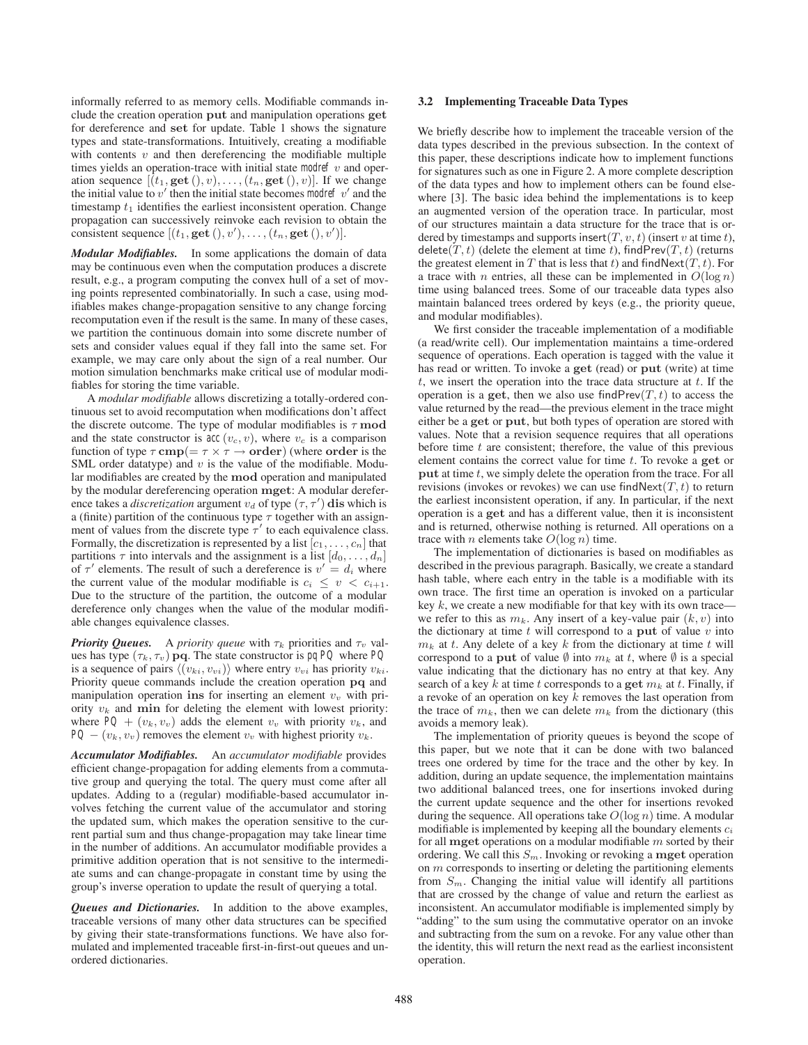informally referred to as memory cells. Modifiable commands include the creation operation **put** and manipulation operations **get** for dereference and **set** for update. Table 1 shows the signature types and state-transformations. Intuitively, creating a modifiable with contents $v$ and then dereferencing the modifiable multiple times yields an operation-trace with initial state $\mathsf{modref}\ v$ and operation sequence $[(t_1, \mathbf{get}\,(), v), \ldots, (t_n, \mathbf{get}\,(), v)]$. If we change the initial value to $v'$ then the initial state becomes $\mathsf{modref}\ v'$ and the timestamp $t_1$ identifies the earliest inconsistent operation. Change propagation can successively reinvoke each revision to obtain the consistent sequence $[(t_1, \mathbf{get}\,(), v'), \ldots, (t_n, \mathbf{get}\,(), v')]$.

***Modular Modifiables.*** In some applications the domain of data may be continuous even when the computation produces a discrete result, e.g., a program computing the convex hull of a set of moving points represented combinatorially. In such a case, using modifiables makes change-propagation sensitive to any change forcing recomputation even if the result is the same. In many of these cases, we partition the continuous domain into some discrete number of sets and consider values equal if they fall into the same set. For example, we may care only about the sign of a real number. Our motion simulation benchmarks make critical use of modular modifiables for storing the time variable.

A *modular modifiable* allows discretizing a totally-ordered continuous set to avoid recomputation when modifications don't affect the discrete outcome. The type of modular modifiables is $\tau\ \mathbf{mod}$ and the state constructor is $\mathsf{acc}\,(v_c, v)$, where $v_c$ is a comparison function of type $\tau\ \mathbf{cmp} (= \tau \times \tau \to \mathbf{order})$ (where $\mathbf{order}$ is the SML order datatype) and $v$ is the value of the modifiable. Modular modifiables are created by the **mod** operation and manipulated by the modular dereferencing operation **mget**: A modular dereference takes a *discretization* argument $v_d$ of type $(\tau, \tau')\ \mathbf{dis}$ which is a (finite) partition of the continuous type $\tau$ together with an assignment of values from the discrete type $\tau'$ to each equivalence class. Formally, the discretization is represented by a list $[c_1, \ldots, c_n]$ that partitions $\tau$ into intervals and the assignment is a list $[d_0, \ldots, d_n]$ of $\tau'$ elements. The result of such a dereference is $v' = d_i$ where the current value of the modular modifiable is $c_i \leq v < c_{i+1}$. Due to the structure of the partition, the outcome of a modular dereference only changes when the value of the modular modifiable changes equivalence classes.

***Priority Queues.*** A *priority queue* with $\tau_k$ priorities and $\tau_v$ values has type $(\tau_k, \tau_v)\ \mathbf{pq}$. The state constructor is $\mathsf{pq}\ PQ$ where $PQ$ is a sequence of pairs $\langle (v_{ki}, v_{vi}) \rangle$ where entry $v_{vi}$ has priority $v_{ki}$. Priority queue commands include the creation operation **pq** and manipulation operation **ins** for inserting an element $v_v$ with priority $v_k$ and **min** for deleting the element with lowest priority: where $PQ + (v_k, v_v)$ adds the element $v_v$ with priority $v_k$, and $PQ - (v_k, v_v)$ removes the element $v_v$ with highest priority $v_k$.

***Accumulator Modifiables.*** An *accumulator modifiable* provides efficient change-propagation for adding elements from a commutative group and querying the total. The query must come after all updates. Adding to a (regular) modifiable-based accumulator involves fetching the current value of the accumulator and storing the updated sum, which makes the operation sensitive to the current partial sum and thus change-propagation may take linear time in the number of additions. An accumulator modifiable provides a primitive addition operation that is not sensitive to the intermediate sums and can change-propagate in constant time by using the group's inverse operation to update the result of querying a total.

***Queues and Dictionaries.*** In addition to the above examples, traceable versions of many other data structures can be specified by giving their state-transformations functions. We have also formulated and implemented traceable first-in-first-out queues and unordered dictionaries.

### 3.2 Implementing Traceable Data Types

We briefly describe how to implement the traceable version of the data types described in the previous subsection. In the context of this paper, these descriptions indicate how to implement functions for signatures such as one in Figure 2. A more complete description of the data types and how to implement others can be found elsewhere [3]. The basic idea behind the implementations is to keep an augmented version of the operation trace. In particular, most of our structures maintain a data structure for the trace that is ordered by timestamps and supports $\mathsf{insert}(T, v, t)$ (insert $v$ at time $t$), $\mathsf{delete}(T, t)$ (delete the element at time $t$), $\mathsf{findPrev}(T, t)$ (returns the greatest element in $T$ that is less that $t$) and $\mathsf{findNext}(T, t)$. For a trace with $n$ entries, all these can be implemented in $O(\log n)$ time using balanced trees. Some of our traceable data types also maintain balanced trees ordered by keys (e.g., the priority queue, and modular modifiables).

We first consider the traceable implementation of a modifiable (a read/write cell). Our implementation maintains a time-ordered sequence of operations. Each operation is tagged with the value it has read or written. To invoke a **get** (read) or **put** (write) at time $t$, we insert the operation into the trace data structure at $t$. If the operation is a **get**, then we also use $\mathsf{findPrev}(T, t)$ to access the value returned by the read—the previous element in the trace might either be a **get** or **put**, but both types of operation are stored with values. Note that a revision sequence requires that all operations before time $t$ are consistent; therefore, the value of this previous element contains the correct value for time $t$. To revoke a **get** or **put** at time $t$, we simply delete the operation from the trace. For all revisions (invokes or revokes) we can use $\mathsf{findNext}(T, t)$ to return the earliest inconsistent operation, if any. In particular, if the next operation is a **get** and has a different value, then it is inconsistent and is returned, otherwise nothing is returned. All operations on a trace with $n$ elements take $O(\log n)$ time.

The implementation of dictionaries is based on modifiables as described in the previous paragraph. Basically, we create a standard hash table, where each entry in the table is a modifiable with its own trace. The first time an operation is invoked on a particular key $k$, we create a new modifiable for that key with its own trace—we refer to this as $m_k$. Any insert of a key-value pair $(k, v)$ into the dictionary at time $t$ will correspond to a **put** of value $v$ into $m_k$ at $t$. Any delete of a key $k$ from the dictionary at time $t$ will correspond to a **put** of value $\emptyset$ into $m_k$ at $t$, where $\emptyset$ is a special value indicating that the dictionary has no entry at that key. Any search of a key $k$ at time $t$ corresponds to a **get** $m_k$ at $t$. Finally, if a revoke of an operation on key $k$ removes the last operation from the trace of $m_k$, then we can delete $m_k$ from the dictionary (this avoids a memory leak).

The implementation of priority queues is beyond the scope of this paper, but we note that it can be done with two balanced trees one ordered by time for the trace and the other by key. In addition, during an update sequence, the implementation maintains two additional balanced trees, one for insertions invoked during the current update sequence and the other for insertions revoked during the sequence. All operations take $O(\log n)$ time. A modular modifiable is implemented by keeping all the boundary elements $c_i$ for all **mget** operations on a modular modifiable $m$ sorted by their ordering. We call this $S_m$. Invoking or revoking a **mget** operation on $m$ corresponds to inserting or deleting the partitioning elements from $S_m$. Changing the initial value will identify all partitions that are crossed by the change of value and return the earliest as inconsistent. An accumulator modifiable is implemented simply by "adding" to the sum using the commutative operator on an invoke and subtracting from the sum on a revoke. For any value other than the identity, this will return the next read as the earliest inconsistent operation.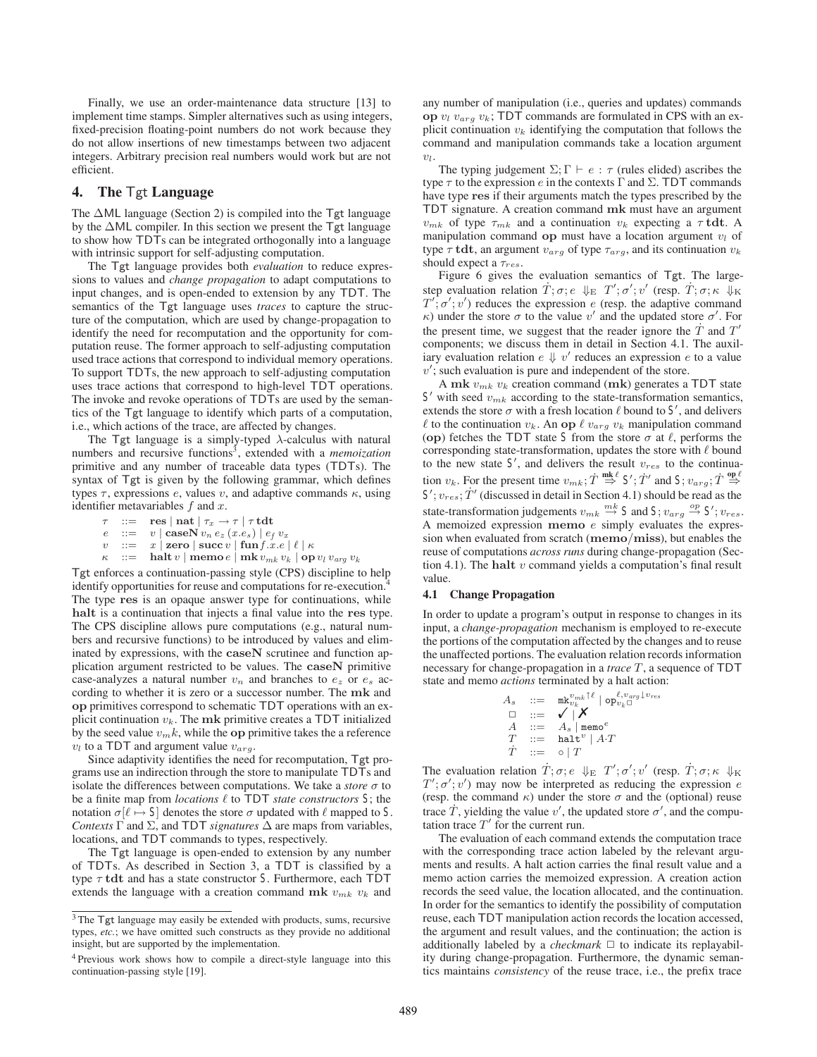Finally, we use an order-maintenance data structure [13] to implement time stamps. Simpler alternatives such as using integers, fixed-precision floating-point numbers do not work because they do not allow insertions of new timestamps between two adjacent integers. Arbitrary precision real numbers would work but are not efficient.

## 4. The Tgt Language

The ΔML language (Section 2) is compiled into the Tgt language by the ΔML compiler. In this section we present the Tgt language to show how TDTs can be integrated orthogonally into a language with intrinsic support for self-adjusting computation.

The Tgt language provides both *evaluation* to reduce expressions to values and *change propagation* to adapt computations to input changes, and is open-ended to extension by any TDT. The semantics of the Tgt language uses *traces* to capture the structure of the computation, which are used by change-propagation to identify the need for recomputation and the opportunity for computation reuse. The former approach to self-adjusting computation used trace actions that correspond to individual memory operations. To support TDTs, the new approach to self-adjusting computation uses trace actions that correspond to high-level TDT operations. The invoke and revoke operations of TDTs are used by the semantics of the Tgt language to identify which parts of a computation, i.e., which actions of the trace, are affected by changes.

The Tgt language is a simply-typed λ-calculus with natural numbers and recursive functions[3], extended with a *memoization* primitive and any number of traceable data types (TDTs). The syntax of Tgt is given by the following grammar, which defines types $\tau$, expressions $e$, values $v$, and adaptive commands $\kappa$, using identifier metavariables $f$ and $x$.

$$
\begin{array}{rcl}
\tau & ::= & \mathbf{res} \mid \mathbf{nat} \mid \tau_x \rightarrow \tau \mid \tau\,\mathbf{tdt} \\
e & ::= & v \mid \mathbf{caseN}\, v_n\, e_z\, (x.e_s) \mid e_f\, v_x \\
v & ::= & x \mid \mathbf{zero} \mid \mathbf{succ}\, v \mid \mathbf{fun}\, f.x.e \mid \ell \mid \kappa \\
\kappa & ::= & \mathbf{halt}\, v \mid \mathbf{memo}\, e \mid \mathbf{mk}\, v_{mk}\, v_k \mid \mathbf{op}\, v_l\, v_{arg}\, v_k
\end{array}
$$

Tgt enforces a continuation-passing style (CPS) discipline to help identify opportunities for reuse and computations for re-execution.[4] The type $\mathbf{res}$ is an opaque answer type for continuations, while $\mathbf{halt}$ is a continuation that injects a final value into the $\mathbf{res}$ type. The CPS discipline allows pure computations (e.g., natural numbers and recursive functions) to be introduced by values and eliminated by expressions, with the $\mathbf{caseN}$ scrutinee and function application argument restricted to be values. The $\mathbf{caseN}$ primitive case-analyzes a natural number $v_n$ and branches to $e_z$ or $e_s$ according to whether it is zero or a successor number. The $\mathbf{mk}$ and $\mathbf{op}$ primitives correspond to schematic TDT operations with an explicit continuation $v_k$. The $\mathbf{mk}$ primitive creates a TDT initialized by the seed value $v_m k$, while the $\mathbf{op}$ primitive takes the a reference $v_l$ to a TDT and argument value $v_{arg}$.

Since adaptivity identifies the need for recomputation, Tgt programs use an indirection through the store to manipulate TDTs and isolate the differences between computations. We take a *store* $\sigma$ to be a finite map from *locations* $\ell$ to TDT *state constructors* $\mathsf{S}$; the notation $\sigma[\ell \mapsto \mathsf{S}]$ denotes the store $\sigma$ updated with $\ell$ mapped to $\mathsf{S}$. *Contexts* $\Gamma$ and $\Sigma$, and TDT *signatures* $\Delta$ are maps from variables, locations, and TDT commands to types, respectively.

The Tgt language is open-ended to extension by any number of TDTs. As described in Section 3, a TDT is classified by a type $\tau\,\mathbf{tdt}$ and has a state constructor $\mathsf{S}$. Furthermore, each TDT extends the language with a creation command $\mathbf{mk}\ v_{mk}\ v_k$ and any number of manipulation (i.e., queries and updates) commands $\mathbf{op}\ v_l\ v_{arg}\ v_k$; TDT commands are formulated in CPS with an explicit continuation $v_k$ identifying the computation that follows the command and manipulation commands take a location argument $v_l$.

The typing judgement $\Sigma; \Gamma \vdash e : \tau$ (rules elided) ascribes the type $\tau$ to the expression $e$ in the contexts $\Gamma$ and $\Sigma$. TDT commands have type $\mathbf{res}$ if their arguments match the types prescribed by the TDT signature. A creation command $\mathbf{mk}$ must have an argument $v_{mk}$ of type $\tau_{mk}$ and a continuation $v_k$ expecting a $\tau\,\mathbf{tdt}$. A manipulation command $\mathbf{op}$ must have a location argument $v_l$ of type $\tau\,\mathbf{tdt}$, an argument $v_{arg}$ of type $\tau_{arg}$, and its continuation $v_k$ should expect a $\tau_{res}$.

Figure 6 gives the evaluation semantics of Tgt. The large-step evaluation relation $\dot{T}; \sigma; e \Downarrow_{\mathrm{E}} T'; \sigma'; v'$ (resp. $\dot{T}; \sigma; \kappa \Downarrow_{\mathrm{K}} T'; \sigma'; v'$) reduces the expression $e$ (resp. the adaptive command $\kappa$) under the store $\sigma$ to the value $v'$ and the updated store $\sigma'$. For the present time, we suggest that the reader ignore the $\dot{T}$ and $T'$ components; we discuss them in detail in Section 4.1. The auxiliary evaluation relation $e \Downarrow v'$ reduces an expression $e$ to a value $v'$; such evaluation is pure and independent of the store.

A $\mathbf{mk}\ v_{mk}\ v_k$ creation command ($\mathbf{mk}$) generates a TDT state $\mathsf{S}'$ with seed $v_{mk}$ according to the state-transformation semantics, extends the store $\sigma$ with a fresh location $\ell$ bound to $\mathsf{S}'$, and delivers $\ell$ to the continuation $v_k$. An $\mathbf{op}\ \ell\ v_{arg}\ v_k$ manipulation command ($\mathbf{op}$) fetches the TDT state $\mathsf{S}$ from the store $\sigma$ at $\ell$, performs the corresponding state-transformation, updates the store with $\ell$ bound to the new state $\mathsf{S}'$, and delivers the result $v_{res}$ to the continuation $v_k$. For the present time $v_{mk}; \dot{T} \overset{\mathbf{mk}\,\ell}{\Rightarrow} \mathsf{S}'; \dot{T}'$ and $\mathsf{S}; v_{arg}; \dot{T} \overset{\mathbf{op}\,\ell}{\Rightarrow} \mathsf{S}'; v_{res}; \dot{T}'$ (discussed in detail in Section 4.1) should be read as the state-transformation judgements $v_{mk} \overset{mk}{\rightarrow} \mathsf{S}$ and $\mathsf{S}; v_{arg} \overset{op}{\rightarrow} \mathsf{S}'; v_{res}$. A memoized expression $\mathbf{memo}\ e$ simply evaluates the expression when evaluated from scratch ($\mathbf{memo}/\mathbf{miss}$), but enables the reuse of computations *across runs* during change-propagation (Section 4.1). The $\mathbf{halt}\ v$ command yields a computation's final result value.

### 4.1 Change Propagation

In order to update a program's output in response to changes in its input, a *change-propagation* mechanism is employed to re-execute the portions of the computation affected by the changes and to reuse the unaffected portions. The evaluation relation records information necessary for change-propagation in a *trace* $T$, a sequence of TDT state and memo *actions* terminated by a halt action:

$$
\begin{array}{rcl}
A_s & ::= & \mathtt{mk}_{v_k}^{v_{mk}\uparrow\ell} \mid \mathtt{op}_{v_k\Box}^{\ell, v_{arg}\downarrow v_{res}} \\
\Box & ::= & \checkmark \mid \text{✗} \\
A & ::= & A_s \mid \mathtt{memo}^e \\
T & ::= & \mathtt{halt}^v \mid A{\cdot}T \\
\dot{T} & ::= & \circ \mid T
\end{array}
$$

The evaluation relation $\dot{T}; \sigma; e \Downarrow_{\mathrm{E}} T'; \sigma'; v'$ (resp. $\dot{T}; \sigma; \kappa \Downarrow_{\mathrm{K}} T'; \sigma'; v'$) may now be interpreted as reducing the expression $e$ (resp. the command $\kappa$) under the store $\sigma$ and the (optional) reuse trace $\dot{T}$, yielding the value $v'$, the updated store $\sigma'$, and the computation trace $T'$ for the current run.

The evaluation of each command extends the computation trace with the corresponding trace action labeled by the relevant arguments and results. A halt action carries the final result value and a memo action carries the memoized expression. A creation action records the seed value, the location allocated, and the continuation. In order for the semantics to identify the possibility of computation reuse, each TDT manipulation action records the location accessed, the argument and result values, and the continuation; the action is additionally labeled by a *checkmark* $\Box$ to indicate its replayability during change-propagation. Furthermore, the dynamic semantics maintains *consistency* of the reuse trace, i.e., the prefix trace

---

[3] The Tgt language may easily be extended with products, sums, recursive types, *etc.*; we have omitted such constructs as they provide no additional insight, but are supported by the implementation.

[4] Previous work shows how to compile a direct-style language into this continuation-passing style [19].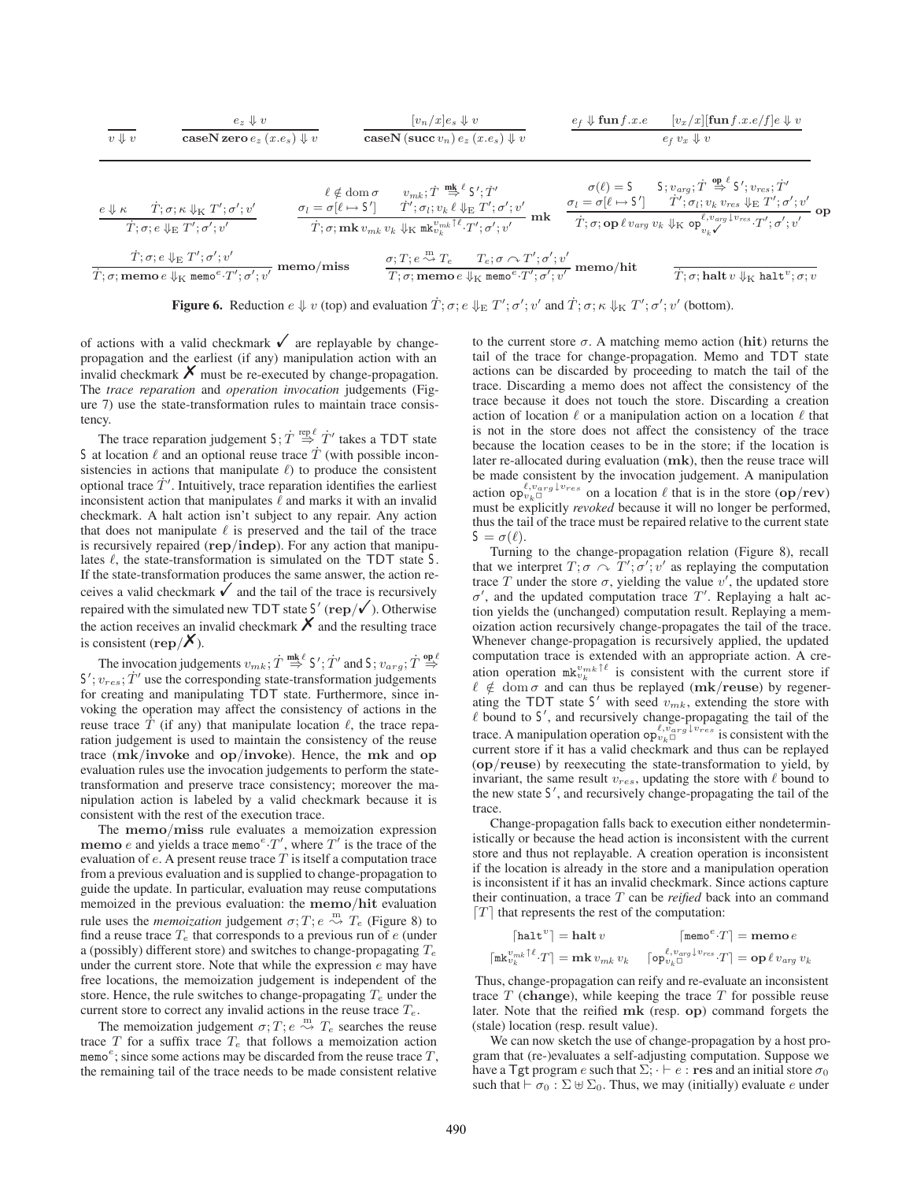$$\frac{}{v \Downarrow v} \qquad \frac{e_z \Downarrow v}{\mathbf{caseN}\,\mathbf{zero}\,e_z\,(x.e_s) \Downarrow v} \qquad \frac{[v_n/x]e_s \Downarrow v}{\mathbf{caseN}\,(\mathbf{succ}\,v_n)\,e_z\,(x.e_s) \Downarrow v} \qquad \frac{e_f \Downarrow \mathbf{fun}\,f.x.e \qquad [v_x/x][\mathbf{fun}\,f.x.e/f]e \Downarrow v}{e_f\,v_x \Downarrow v}$$

$$\frac{e \Downarrow \kappa \qquad \dot{T};\sigma;\kappa \Downarrow_{\mathrm{K}} T';\sigma';v'}{\dot{T};\sigma;e \Downarrow_{\mathrm{E}} T';\sigma';v'} \qquad \frac{\begin{array}{c}\ell \notin \operatorname{dom}\sigma \qquad v_{mk};\dot{T} \overset{\mathbf{mk}}{\Rightarrow}{}^{\ell}\,\mathsf{S}';\dot{T}' \\ \sigma_l = \sigma[\ell \mapsto \mathsf{S}'] \qquad \dot{T}';\sigma_l;v_k \Downarrow_{\mathrm{E}} T';\sigma';v'\end{array}}{\dot{T};\sigma;\mathbf{mk}\,v_{mk}\,v_k \Downarrow_{\mathrm{K}} \mathtt{mk}^{v_{mk}\uparrow\ell}_{v_k}\cdot T';\sigma';v'}\ \mathbf{mk} \qquad \frac{\begin{array}{c}\sigma(\ell) = \mathsf{S} \qquad \mathsf{S};v_{arg};\dot{T} \overset{\mathbf{op}}{\Rightarrow}{}^{\ell}\,\mathsf{S}';v_{res};\dot{T}' \\ \sigma_l = \sigma[\ell \mapsto \mathsf{S}'] \qquad \dot{T}';\sigma_l;v_k\,v_{res} \Downarrow_{\mathrm{E}} T';\sigma';v'\end{array}}{\dot{T};\sigma;\mathbf{op}\,\ell\,v_{arg}\,v_k \Downarrow_{\mathrm{K}} \mathtt{op}^{\ell,v_{arg}\downarrow v_{res}}_{v_k\checkmark}\cdot T';\sigma';v'}\ \mathbf{op}$$

$$\frac{\dot{T};\sigma;e \Downarrow_{\mathrm{E}} T';\sigma';v'}{\dot{T};\sigma;\mathbf{memo}\,e \Downarrow_{\mathrm{K}} \mathtt{memo}^{e}\cdot T';\sigma';v'}\ \mathbf{memo/miss} \qquad \frac{\sigma;T;e \overset{\mathrm{m}}{\rightsquigarrow} T_e \qquad T_e;\sigma \curvearrowright T';\sigma';v'}{T;\sigma;\mathbf{memo}\,e \Downarrow_{\mathrm{K}} \mathtt{memo}^{e}\cdot T';\sigma';v'}\ \mathbf{memo/hit} \qquad \frac{}{\dot{T};\sigma;\mathbf{halt}\,v \Downarrow_{\mathrm{K}} \mathtt{halt}^{v};\sigma;v}$$

**Figure 6.** Reduction $e \Downarrow v$ (top) and evaluation $\dot{T};\sigma;e \Downarrow_{\mathrm{E}} T';\sigma';v'$ and $\dot{T};\sigma;\kappa \Downarrow_{\mathrm{K}} T';\sigma';v'$ (bottom).

of actions with a valid checkmark ✓ are replayable by change-propagation and the earliest (if any) manipulation action with an invalid checkmark ✗ must be re-executed by change-propagation. The *trace reparation* and *operation invocation* judgements (Figure 7) use the state-transformation rules to maintain trace consistency.

The trace reparation judgement $\mathsf{S};\dot{T} \overset{\mathrm{rep}}{\Rightarrow}{}^{\ell}\,\dot{T}'$ takes a TDT state S at location $\ell$ and an optional reuse trace $\dot{T}$ (with possible inconsistencies in actions that manipulate $\ell$) to produce the consistent optional trace $\dot{T}'$. Intuitively, trace reparation identifies the earliest inconsistent action that manipulates $\ell$ and marks it with an invalid checkmark. A halt action isn't subject to any repair. Any action that does not manipulate $\ell$ is preserved and the tail of the trace is recursively repaired (**rep/indep**). For any action that manipulates $\ell$, the state-transformation is simulated on the TDT state S. If the state-transformation produces the same answer, the action receives a valid checkmark ✓ and the tail of the trace is recursively repaired with the simulated new TDT state $\mathsf{S}'$ (**rep/✓**). Otherwise the action receives an invalid checkmark ✗ and the resulting trace is consistent (**rep/✗**).

The invocation judgements $v_{mk};\dot{T} \overset{\mathbf{mk}}{\Rightarrow}{}^{\ell}\,\mathsf{S}';\dot{T}'$ and $\mathsf{S};v_{arg};\dot{T} \overset{\mathbf{op}}{\Rightarrow}{}^{\ell}\,\mathsf{S}';v_{res};\dot{T}'$ use the corresponding state-transformation judgements for creating and manipulating TDT state. Furthermore, since invoking the operation may affect the consistency of actions in the reuse trace $\dot{T}$ (if any) that manipulate location $\ell$, the trace reparation judgement is used to maintain the consistency of the reuse trace (**mk/invoke** and **op/invoke**). Hence, the **mk** and **op** evaluation rules use the invocation judgements to perform the state-transformation and preserve trace consistency; moreover the manipulation action is labeled by a valid checkmark because it is consistent with the rest of the execution trace.

The **memo/miss** rule evaluates a memoization expression **memo** $e$ and yields a trace $\mathtt{memo}^{e}\cdot T'$, where $T'$ is the trace of the evaluation of $e$. A present reuse trace $T$ is itself a computation trace from a previous evaluation and is supplied to change-propagation to guide the update. In particular, evaluation may reuse computations memoized in the previous evaluation: the **memo/hit** evaluation rule uses the *memoization* judgement $\sigma;T;e \overset{\mathrm{m}}{\rightsquigarrow} T_e$ (Figure 8) to find a reuse trace $T_e$ that corresponds to a previous run of $e$ (under a (possibly) different store) and switches to change-propagating $T_e$ under the current store. Note that while the expression $e$ may have free locations, the memoization judgement is independent of the store. Hence, the rule switches to change-propagating $T_e$ under the current store to correct any invalid actions in the reuse trace $T_e$.

The memoization judgement $\sigma;T;e \overset{\mathrm{m}}{\rightsquigarrow} T_e$ searches the reuse trace $T$ for a suffix trace $T_e$ that follows a memoization action $\mathtt{memo}^{e}$; since some actions may be discarded from the reuse trace $T$, the remaining tail of the trace needs to be made consistent relative to the current store $\sigma$. A matching memo action (**hit**) returns the tail of the trace for change-propagation. Memo and TDT state actions can be discarded by proceeding to match the tail of the trace. Discarding a memo does not affect the consistency of the trace because it does not touch the store. Discarding a creation action of location $\ell$ or a manipulation action on a location $\ell$ that is not in the store does not affect the consistency of the trace because the location ceases to be in the store; if the location is later re-allocated during evaluation (**mk**), then the reuse trace will be made consistent by the invocation judgement. A manipulation action $\mathtt{op}^{\ell,v_{arg}\downarrow v_{res}}_{v_k\square}$ on a location $\ell$ that is in the store (**op/rev**) must be explicitly *revoked* because it will no longer be performed, thus the tail of the trace must be repaired relative to the current state $\mathsf{S} = \sigma(\ell)$.

Turning to the change-propagation relation (Figure 8), recall that we interpret $T;\sigma \curvearrowright T';\sigma';v'$ as replaying the computation trace $T$ under the store $\sigma$, yielding the value $v'$, the updated store $\sigma'$, and the updated computation trace $T'$. Replaying a halt action yields the (unchanged) computation result. Replaying a memoization action recursively change-propagates the tail of the trace. Whenever change-propagation is recursively applied, the updated computation trace is extended with an appropriate action. A creation operation $\mathtt{mk}^{v_{mk}\uparrow\ell}_{v_k}$ is consistent with the current store if $\ell \notin \operatorname{dom}\sigma$ and can thus be replayed (**mk/reuse**) by regenerating the TDT state $\mathsf{S}'$ with seed $v_{mk}$, extending the store with $\ell$ bound to $\mathsf{S}'$, and recursively change-propagating the tail of the trace. A manipulation operation $\mathtt{op}^{\ell,v_{arg}\downarrow v_{res}}_{v_k\square}$ is consistent with the current store if it has a valid checkmark and thus can be replayed (**op/reuse**) by reexecuting the state-transformation to yield, by invariant, the same result $v_{res}$, updating the store with $\ell$ bound to the new state $\mathsf{S}'$, and recursively change-propagating the tail of the trace.

Change-propagation falls back to execution either nondeterministically or because the head action is inconsistent with the current store and thus not replayable. A creation operation is inconsistent if the location is already in the store and a manipulation operation is inconsistent if it has an invalid checkmark. Since actions capture their continuation, a trace $T$ can be *reified* back into an command $\lceil T \rceil$ that represents the rest of the computation:

$$\lceil \mathtt{halt}^{v} \rceil = \mathbf{halt}\,v \qquad \lceil \mathtt{memo}^{e}\cdot T \rceil = \mathbf{memo}\,e$$
$$\lceil \mathtt{mk}^{v_{mk}\uparrow\ell}_{v_k}\cdot T \rceil = \mathbf{mk}\,v_{mk}\,v_k \qquad \lceil \mathtt{op}^{\ell,v_{arg}\downarrow v_{res}}_{v_k\square}\cdot T \rceil = \mathbf{op}\,\ell\,v_{arg}\,v_k$$

Thus, change-propagation can reify and re-evaluate an inconsistent trace $T$ (**change**), while keeping the trace $T$ for possible reuse later. Note that the reified **mk** (resp. **op**) command forgets the (stale) location (resp. result value).

We can now sketch the use of change-propagation by a host program that (re-)evaluates a self-adjusting computation. Suppose we have a Tgt program $e$ such that $\Sigma;\cdot \vdash e : \mathbf{res}$ and an initial store $\sigma_0$ such that $\vdash \sigma_0 : \Sigma \uplus \Sigma_0$. Thus, we may (initially) evaluate $e$ under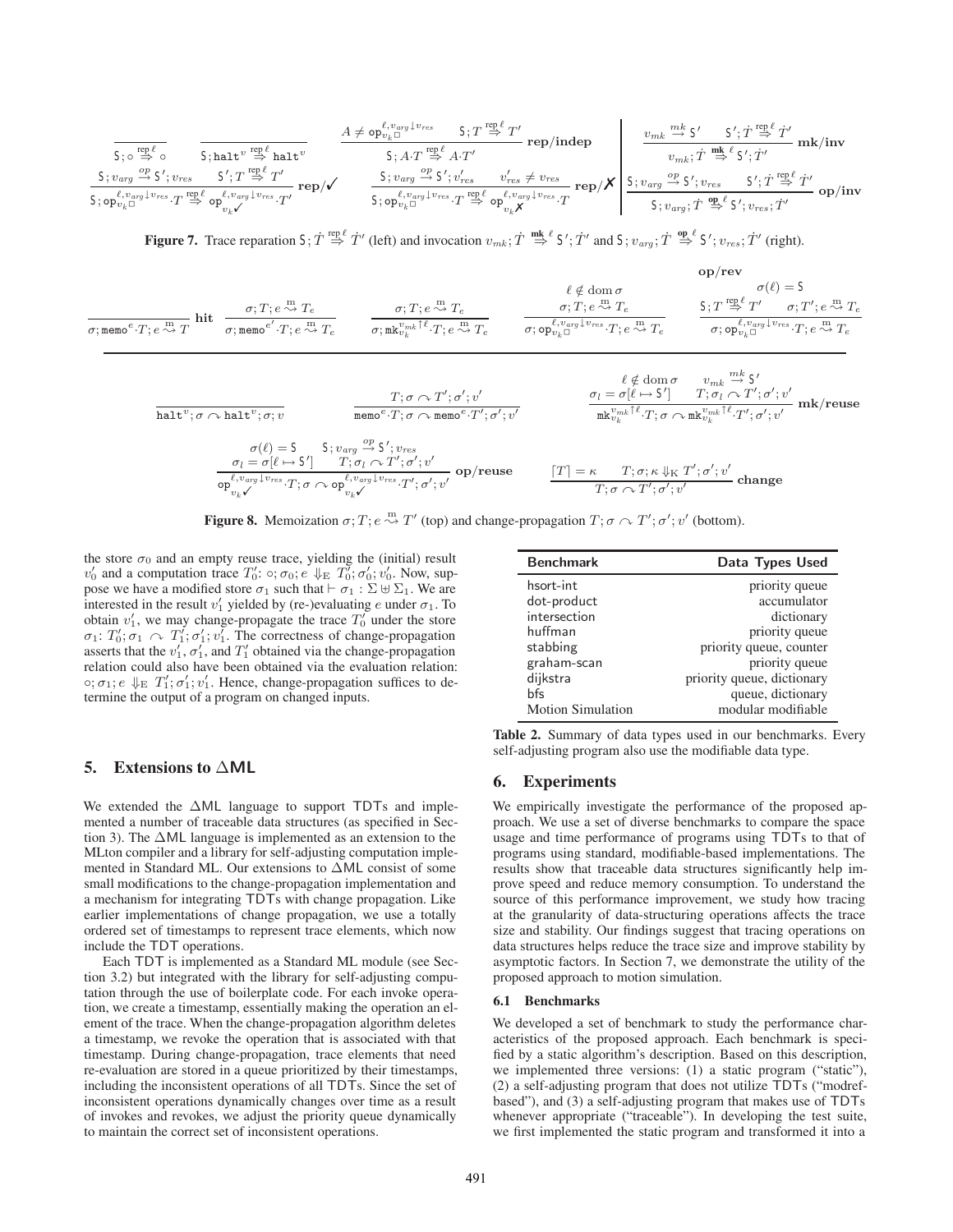$$\frac{}{\mathsf{S};\circ \overset{\text{rep}\,\ell}{\Rightarrow} \circ} \qquad \frac{}{\mathsf{S};\mathtt{halt}^v \overset{\text{rep}\,\ell}{\Rightarrow} \mathtt{halt}^v} \qquad \frac{A \neq \mathtt{op}_{v_k\square}^{\ell,v_{arg}\downarrow v_{res}} \quad \mathsf{S};T \overset{\text{rep}\,\ell}{\Rightarrow} T'}{\mathsf{S};A{\cdot}T \overset{\text{rep}\,\ell}{\Rightarrow} A{\cdot}T'}\ \textbf{rep/indep}$$

$$\frac{\mathsf{S};v_{arg} \overset{op}{\to} \mathsf{S}';v_{res} \quad \mathsf{S}';T \overset{\text{rep}\,\ell}{\Rightarrow} T'}{\mathsf{S};\mathtt{op}_{v_k\square}^{\ell,v_{arg}\downarrow v_{res}}{\cdot}T \overset{\text{rep}\,\ell}{\Rightarrow} \mathtt{op}_{v_k\checkmark}^{\ell,v_{arg}\downarrow v_{res}}{\cdot}T'}\ \textbf{rep}/\checkmark \qquad \frac{\mathsf{S};v_{arg} \overset{op}{\to} \mathsf{S}';v'_{res} \quad v'_{res} \neq v_{res}}{\mathsf{S};\mathtt{op}_{v_k\square}^{\ell,v_{arg}\downarrow v_{res}}{\cdot}T \overset{\text{rep}\,\ell}{\Rightarrow} \mathtt{op}_{v_k\text{✗}}^{\ell,v_{arg}\downarrow v_{res}}{\cdot}T}\ \textbf{rep}/\text{✗}$$

$$\frac{v_{mk} \overset{mk}{\to} \mathsf{S}' \quad \mathsf{S}';\dot{T} \overset{\text{rep}\,\ell}{\Rightarrow} \dot{T}'}{v_{mk};\dot{T} \overset{\textbf{mk}}{\Rightarrow}{}^{\ell}\ \mathsf{S}';\dot{T}'}\ \textbf{mk/inv} \qquad \frac{\mathsf{S};v_{arg} \overset{op}{\to} \mathsf{S}';v_{res} \quad \mathsf{S}';\dot{T} \overset{\text{rep}\,\ell}{\Rightarrow} \dot{T}'}{\mathsf{S};v_{arg};\dot{T} \overset{\textbf{op}}{\Rightarrow}{}^{\ell}\ \mathsf{S}';v_{res};\dot{T}'}\ \textbf{op/inv}$$

**Figure 7.** Trace reparation $\mathsf{S};\dot{T} \overset{\text{rep}\,\ell}{\Rightarrow} \dot{T}'$ (left) and invocation $v_{mk};\dot{T} \overset{\textbf{mk}}{\Rightarrow}{}^{\ell}\ \mathsf{S}';\dot{T}'$ and $\mathsf{S};v_{arg};\dot{T} \overset{\textbf{op}}{\Rightarrow}{}^{\ell}\ \mathsf{S}';v_{res};\dot{T}'$ (right).

$$\frac{}{\sigma;\mathtt{memo}^e{\cdot}T;e \overset{\text{m}}{\rightsquigarrow} T}\ \textbf{hit} \qquad \frac{\sigma;T;e \overset{\text{m}}{\rightsquigarrow} T_e}{\sigma;\mathtt{memo}^{e'}{\cdot}T;e \overset{\text{m}}{\rightsquigarrow} T_e} \qquad \frac{\sigma;T;e \overset{\text{m}}{\rightsquigarrow} T_e}{\sigma;\mathtt{mk}_{v_k}^{v_{mk}\uparrow\ell}{\cdot}T;e \overset{\text{m}}{\rightsquigarrow} T_e} \qquad \frac{\ell \notin \operatorname{dom}\sigma \quad \sigma;T;e \overset{\text{m}}{\rightsquigarrow} T_e}{\sigma;\mathtt{op}_{v_k\square}^{\ell,v_{arg}\downarrow v_{res}}{\cdot}T;e \overset{\text{m}}{\rightsquigarrow} T_e}$$

$$\textbf{op/rev}\quad \frac{\sigma(\ell)=\mathsf{S} \quad \mathsf{S};T \overset{\text{rep}\,\ell}{\Rightarrow} T' \quad \sigma;T';e \overset{\text{m}}{\rightsquigarrow} T_e}{\sigma;\mathtt{op}_{v_k\square}^{\ell,v_{arg}\downarrow v_{res}}{\cdot}T;e \overset{\text{m}}{\rightsquigarrow} T_e}$$

$$\frac{}{\mathtt{halt}^v;\sigma \curvearrowright \mathtt{halt}^v;\sigma;v} \qquad \frac{T;\sigma \curvearrowright T';\sigma';v'}{\mathtt{memo}^e{\cdot}T;\sigma \curvearrowright \mathtt{memo}^e{\cdot}T';\sigma';v'} \qquad \frac{\ell \notin \operatorname{dom}\sigma \quad v_{mk} \overset{mk}{\to} \mathsf{S}' \quad \sigma_l = \sigma[\ell \mapsto \mathsf{S}'] \quad T;\sigma_l \curvearrowright T';\sigma';v'}{\mathtt{mk}_{v_k}^{v_{mk}\uparrow\ell}{\cdot}T;\sigma \curvearrowright \mathtt{mk}_{v_k}^{v_{mk}\uparrow\ell}{\cdot}T';\sigma';v'}\ \textbf{mk/reuse}$$

$$\frac{\sigma(\ell)=\mathsf{S} \quad \mathsf{S};v_{arg} \overset{op}{\to} \mathsf{S}';v_{res} \quad \sigma_l = \sigma[\ell \mapsto \mathsf{S}'] \quad T;\sigma_l \curvearrowright T';\sigma';v'}{\mathtt{op}_{v_k\checkmark}^{\ell,v_{arg}\downarrow v_{res}}{\cdot}T;\sigma \curvearrowright \mathtt{op}_{v_k\checkmark}^{\ell,v_{arg}\downarrow v_{res}}{\cdot}T';\sigma';v'}\ \textbf{op/reuse} \qquad \frac{\lceil T \rceil = \kappa \quad T;\sigma;\kappa \Downarrow_{\mathrm{K}} T';\sigma';v'}{T;\sigma \curvearrowright T';\sigma';v'}\ \textbf{change}$$

**Figure 8.** Memoization $\sigma;T;e \overset{\text{m}}{\rightsquigarrow} T'$ (top) and change-propagation $T;\sigma \curvearrowright T';\sigma';v'$ (bottom).

the store $\sigma_0$ and an empty reuse trace, yielding the (initial) result $v'_0$ and a computation trace $T'_0$: $\circ;\sigma_0;e \Downarrow_{\mathrm{E}} T'_0;\sigma'_0;v'_0$. Now, suppose we have a modified store $\sigma_1$ such that $\vdash \sigma_1 : \Sigma \uplus \Sigma_1$. We are interested in the result $v'_1$ yielded by (re-)evaluating $e$ under $\sigma_1$. To obtain $v'_1$, we may change-propagate the trace $T'_0$ under the store $\sigma_1$: $T'_0;\sigma_1 \curvearrowright T'_1;\sigma'_1;v'_1$. The correctness of change-propagation asserts that the $v'_1$, $\sigma'_1$, and $T'_1$ obtained via the change-propagation relation could also have been obtained via the evaluation relation: $\circ;\sigma_1;e \Downarrow_{\mathrm{E}} T'_1;\sigma'_1;v'_1$. Hence, change-propagation suffices to determine the output of a program on changed inputs.

## 5. Extensions to ΔML

We extended the ΔML language to support TDTs and implemented a number of traceable data structures (as specified in Section 3). The ΔML language is implemented as an extension to the MLton compiler and a library for self-adjusting computation implemented in Standard ML. Our extensions to ΔML consist of some small modifications to the change-propagation implementation and a mechanism for integrating TDTs with change propagation. Like earlier implementations of change propagation, we use a totally ordered set of timestamps to represent trace elements, which now include the TDT operations.

Each TDT is implemented as a Standard ML module (see Section 3.2) but integrated with the library for self-adjusting computation through the use of boilerplate code. For each invoke operation, we create a timestamp, essentially making the operation an element of the trace. When the change-propagation algorithm deletes a timestamp, we revoke the operation that is associated with that timestamp. During change-propagation, trace elements that need re-evaluation are stored in a queue prioritized by their timestamps, including the inconsistent operations of all TDTs. Since the set of inconsistent operations dynamically changes over time as a result of invokes and revokes, we adjust the priority queue dynamically to maintain the correct set of inconsistent operations.

| Benchmark | Data Types Used |
|---|---|
| hsort-int | priority queue |
| dot-product | accumulator |
| intersection | dictionary |
| huffman | priority queue |
| stabbing | priority queue, counter |
| graham-scan | priority queue |
| dijkstra | priority queue, dictionary |
| bfs | queue, dictionary |
| Motion Simulation | modular modifiable |

**Table 2.** Summary of data types used in our benchmarks. Every self-adjusting program also use the modifiable data type.

## 6. Experiments

We empirically investigate the performance of the proposed approach. We use a set of diverse benchmarks to compare the space usage and time performance of programs using TDTs to that of programs using standard, modifiable-based implementations. The results show that traceable data structures significantly help improve speed and reduce memory consumption. To understand the source of this performance improvement, we study how tracing at the granularity of data-structuring operations affects the trace size and stability. Our findings suggest that tracing operations on data structures helps reduce the trace size and improve stability by asymptotic factors. In Section 7, we demonstrate the utility of the proposed approach to motion simulation.

### 6.1 Benchmarks

We developed a set of benchmark to study the performance characteristics of the proposed approach. Each benchmark is specified by a static algorithm's description. Based on this description, we implemented three versions: (1) a static program ("static"), (2) a self-adjusting program that does not utilize TDTs ("modref-based"), and (3) a self-adjusting program that makes use of TDTs whenever appropriate ("traceable"). In developing the test suite, we first implemented the static program and transformed it into a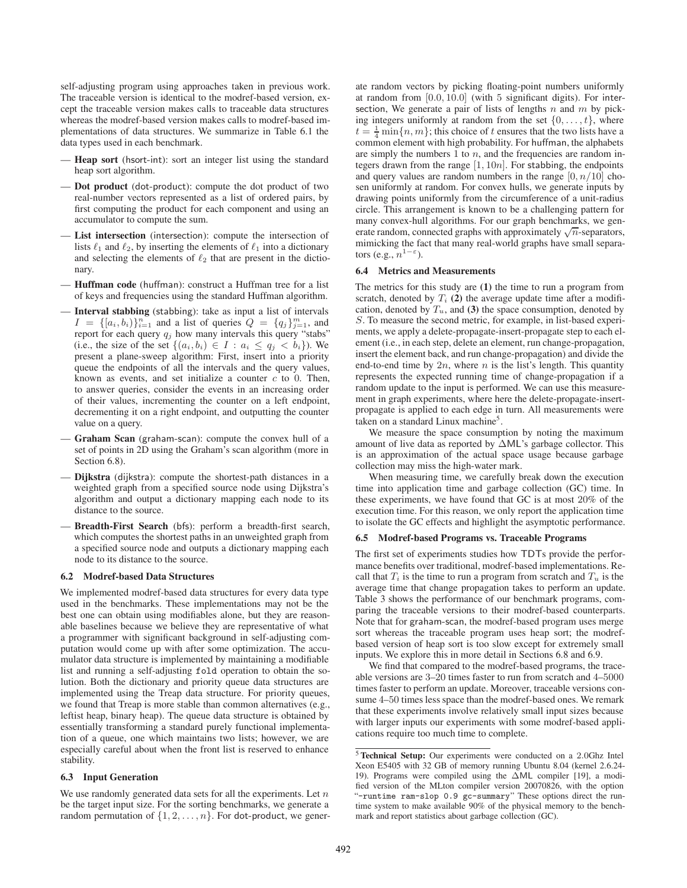self-adjusting program using approaches taken in previous work. The traceable version is identical to the modref-based version, except the traceable version makes calls to traceable data structures whereas the modref-based version makes calls to modref-based implementations of data structures. We summarize in Table 6.1 the data types used in each benchmark.

- **Heap sort** (hsort-int): sort an integer list using the standard heap sort algorithm.
- **Dot product** (dot-product): compute the dot product of two real-number vectors represented as a list of ordered pairs, by first computing the product for each component and using an accumulator to compute the sum.
- **List intersection** (intersection): compute the intersection of lists $\ell_1$ and $\ell_2$, by inserting the elements of $\ell_1$ into a dictionary and selecting the elements of $\ell_2$ that are present in the dictionary.
- **Huffman code** (huffman): construct a Huffman tree for a list of keys and frequencies using the standard Huffman algorithm.
- **Interval stabbing** (stabbing): take as input a list of intervals $I = \{[a_i, b_i)\}_{i=1}^{n}$ and a list of queries $Q = \{q_j\}_{j=1}^{m}$, and report for each query $q_j$ how many intervals this query "stabs" (i.e., the size of the set $\{(a_i, b_i) \in I : a_i \leq q_j < b_i\}$). We present a plane-sweep algorithm: First, insert into a priority queue the endpoints of all the intervals and the query values, known as events, and set initialize a counter $c$ to 0. Then, to answer queries, consider the events in an increasing order of their values, incrementing the counter on a left endpoint, decrementing it on a right endpoint, and outputting the counter value on a query.
- **Graham Scan** (graham-scan): compute the convex hull of a set of points in 2D using the Graham's scan algorithm (more in Section 6.8).
- **Dijkstra** (dijkstra): compute the shortest-path distances in a weighted graph from a specified source node using Dijkstra's algorithm and output a dictionary mapping each node to its distance to the source.
- **Breadth-First Search** (bfs): perform a breadth-first search, which computes the shortest paths in an unweighted graph from a specified source node and outputs a dictionary mapping each node to its distance to the source.

### 6.2 Modref-based Data Structures

We implemented modref-based data structures for every data type used in the benchmarks. These implementations may not be the best one can obtain using modifiables alone, but they are reasonable baselines because we believe they are representative of what a programmer with significant background in self-adjusting computation would come up with after some optimization. The accumulator data structure is implemented by maintaining a modifiable list and running a self-adjusting `fold` operation to obtain the solution. Both the dictionary and priority queue data structures are implemented using the Treap data structure. For priority queues, we found that Treap is more stable than common alternatives (e.g., leftist heap, binary heap). The queue data structure is obtained by essentially transforming a standard purely functional implementation of a queue, one which maintains two lists; however, we are especially careful about when the front list is reserved to enhance stability.

### 6.3 Input Generation

We use randomly generated data sets for all the experiments. Let $n$ be the target input size. For the sorting benchmarks, we generate a random permutation of $\{1, 2, \ldots, n\}$. For dot-product, we generate random vectors by picking floating-point numbers uniformly at random from $[0.0, 10.0]$ (with 5 significant digits). For intersection, We generate a pair of lists of lengths $n$ and $m$ by picking integers uniformly at random from the set $\{0, \ldots, t\}$, where $t = \frac{1}{4}\min\{n, m\}$; this choice of $t$ ensures that the two lists have a common element with high probability. For huffman, the alphabets are simply the numbers 1 to $n$, and the frequencies are random integers drawn from the range $[1, 10n]$. For stabbing, the endpoints and query values are random numbers in the range $[0, n/10]$ chosen uniformly at random. For convex hulls, we generate inputs by drawing points uniformly from the circumference of a unit-radius circle. This arrangement is known to be a challenging pattern for many convex-hull algorithms. For our graph benchmarks, we generate random, connected graphs with approximately $\sqrt{n}$-separators, mimicking the fact that many real-world graphs have small separators (e.g., $n^{1-\varepsilon}$).

### 6.4 Metrics and Measurements

The metrics for this study are **(1)** the time to run a program from scratch, denoted by $T_i$ **(2)** the average update time after a modification, denoted by $T_u$, and **(3)** the space consumption, denoted by $S$. To measure the second metric, for example, in list-based experiments, we apply a delete-propagate-insert-propagate step to each element (i.e., in each step, delete an element, run change-propagation, insert the element back, and run change-propagation) and divide the end-to-end time by $2n$, where $n$ is the list's length. This quantity represents the expected running time of change-propagation if a random update to the input is performed. We can use this measurement in graph experiments, where here the delete-propagate-insert-propagate is applied to each edge in turn. All measurements were taken on a standard Linux machine[5].

We measure the space consumption by noting the maximum amount of live data as reported by ΔML's garbage collector. This is an approximation of the actual space usage because garbage collection may miss the high-water mark.

When measuring time, we carefully break down the execution time into application time and garbage collection (GC) time. In these experiments, we have found that GC is at most 20% of the execution time. For this reason, we only report the application time to isolate the GC effects and highlight the asymptotic performance.

### 6.5 Modref-based Programs vs. Traceable Programs

The first set of experiments studies how TDTs provide the performance benefits over traditional, modref-based implementations. Recall that $T_i$ is the time to run a program from scratch and $T_u$ is the average time that change propagation takes to perform an update. Table 3 shows the performance of our benchmark programs, comparing the traceable versions to their modref-based counterparts. Note that for graham-scan, the modref-based program uses merge sort whereas the traceable program uses heap sort; the modref-based version of heap sort is too slow except for extremely small inputs. We explore this in more detail in Sections 6.8 and 6.9.

We find that compared to the modref-based programs, the traceable versions are 3–20 times faster to run from scratch and 4–5000 times faster to perform an update. Moreover, traceable versions consume 4–50 times less space than the modref-based ones. We remark that these experiments involve relatively small input sizes because with larger inputs our experiments with some modref-based applications require too much time to complete.

[5] **Technical Setup:** Our experiments were conducted on a 2.0Ghz Intel Xeon E5405 with 32 GB of memory running Ubuntu 8.04 (kernel 2.6.24-19). Programs were compiled using the ΔML compiler [19], a modified version of the MLton compiler version 20070826, with the option "`-runtime ram-slop 0.9 gc-summary`" These options direct the runtime system to make available 90% of the physical memory to the benchmark and report statistics about garbage collection (GC).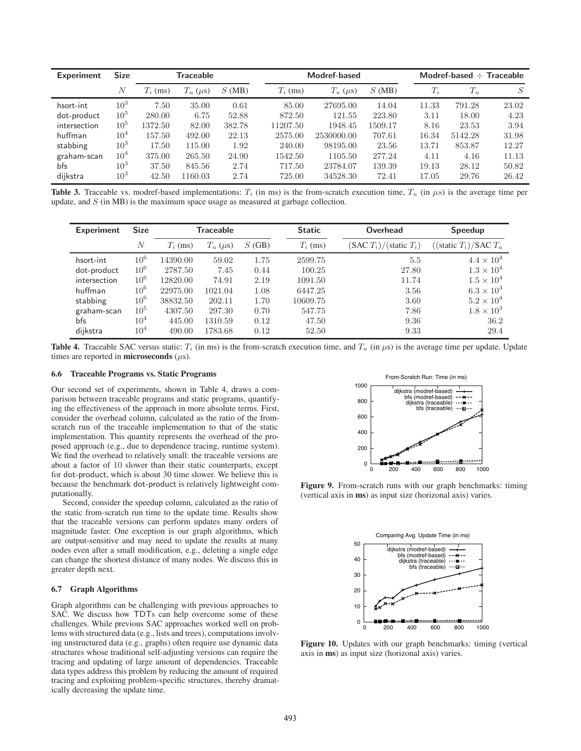| Experiment | Size | Traceable | | | Modref-based | | | Modref-based ÷ Traceable | | |
|---|---|---|---|---|---|---|---|---|---|---|
| | $N$ | $T_i$ (ms) | $T_u$ ($\mu$s) | $S$ (MB) | $T_i$ (ms) | $T_u$ ($\mu$s) | $S$ (MB) | $T_i$ | $T_u$ | $S$ |
| hsort-int | $10^3$ | 7.50 | 35.00 | 0.61 | 85.00 | 27695.00 | 14.04 | 11.33 | 791.28 | 23.02 |
| dot-product | $10^5$ | 280.00 | 6.75 | 52.88 | 872.50 | 121.55 | 223.80 | 3.11 | 18.00 | 4.23 |
| intersection | $10^5$ | 1372.50 | 82.00 | 382.78 | 11207.50 | 1948.45 | 1509.17 | 8.16 | 23.53 | 3.94 |
| huffman | $10^4$ | 157.50 | 492.00 | 22.13 | 2575.00 | 2530000.00 | 707.61 | 16.34 | 5142.28 | 31.98 |
| stabbing | $10^3$ | 17.50 | 115.00 | 1.92 | 240.00 | 98195.00 | 23.56 | 13.71 | 853.87 | 12.27 |
| graham-scan | $10^4$ | 375.00 | 265.50 | 24.90 | 1542.50 | 1105.50 | 277.24 | 4.11 | 4.16 | 11.13 |
| bfs | $10^3$ | 37.50 | 845.56 | 2.74 | 717.50 | 23784.07 | 139.39 | 19.13 | 28.12 | 50.82 |
| dijkstra | $10^3$ | 42.50 | 1160.03 | 2.74 | 725.00 | 34528.30 | 72.41 | 17.05 | 29.76 | 26.42 |

**Table 3.** Traceable vs. modref-based implementations: $T_i$ (in ms) is the from-scratch execution time, $T_u$ (in $\mu s$) is the average time per update, and $S$ (in MB) is the maximum space usage as measured at garbage collection.

| Experiment | Size | Traceable | | | Static | Overhead | Speedup |
|---|---|---|---|---|---|---|---|
| | $N$ | $T_i$ (ms) | $T_u$ ($\mu$s) | $S$ (GB) | $T_i$ (ms) | (SAC $T_i$)/(static $T_i$) | ((static $T_i$)/SAC $T_u$ |
| hsort-int | $10^6$ | 14390.00 | 59.02 | 1.75 | 2599.75 | 5.5 | $4.4 \times 10^4$ |
| dot-product | $10^6$ | 2787.50 | 7.45 | 0.44 | 100.25 | 27.80 | $1.3 \times 10^4$ |
| intersection | $10^6$ | 12820.00 | 74.91 | 2.19 | 1091.50 | 11.74 | $1.5 \times 10^4$ |
| huffman | $10^6$ | 22975.00 | 1021.04 | 1.08 | 6447.25 | 3.56 | $6.3 \times 10^3$ |
| stabbing | $10^6$ | 38832.50 | 202.11 | 1.70 | 10609.75 | 3.60 | $5.2 \times 10^4$ |
| graham-scan | $10^5$ | 4307.50 | 297.30 | 0.70 | 547.75 | 7.86 | $1.8 \times 10^3$ |
| bfs | $10^4$ | 445.00 | 1310.59 | 0.12 | 47.50 | 9.36 | 36.2 |
| dijkstra | $10^4$ | 490.00 | 1783.68 | 0.12 | 52.50 | 9.33 | 29.4 |

**Table 4.** Traceable SAC versus static: $T_i$ (in ms) is the from-scratch execution time, and $T_u$ (in $\mu$s) is the average time per update. Update times are reported in **microseconds** ($\mu$s).

### 6.6 Traceable Programs vs. Static Programs

Our second set of experiments, shown in Table 4, draws a comparison between traceable programs and static programs, quantifying the effectiveness of the approach in more absolute terms. First, consider the overhead column, calculated as the ratio of the from-scratch run of the traceable implementation to that of the static implementation. This quantity represents the overhead of the proposed approach (e.g., due to dependence tracing, runtime system). We find the overhead to relatively small: the traceable versions are about a factor of 10 slower than their static counterparts, except for dot-product, which is about 30 time slower. We believe this is because the benchmark dot-product is relatively lightweight computationally.

Second, consider the speedup column, calculated as the ratio of the static from-scratch run time to the update time. Results show that the traceable versions can perform updates many orders of magnitude faster. One exception is our graph algorithms, which are output-sensitive and may need to update the results at many nodes even after a small modification, e.g., deleting a single edge can change the shortest distance of many nodes. We discuss this in greater depth next.

### 6.7 Graph Algorithms

Graph algorithms can be challenging with previous approaches to SAC. We discuss how TDTs can help overcome some of these challenges. While previous SAC approaches worked well on problems with structured data (e.g., lists and trees), computations involving unstructured data (e.g., graphs) often require use dynamic data structures whose traditional self-adjusting versions can require the tracing and updating of large amount of dependencies. Traceable data types address this problem by reducing the amount of required tracing and exploiting problem-specific structures, thereby dramatically decreasing the update time.

**Figure 9.** From-scratch runs with our graph benchmarks: timing (vertical axis in **ms**) as input size (horizonal axis) varies.

**Figure 10.** Updates with our graph benchmarks: timing (vertical axis in **ms**) as input size (horizonal axis) varies.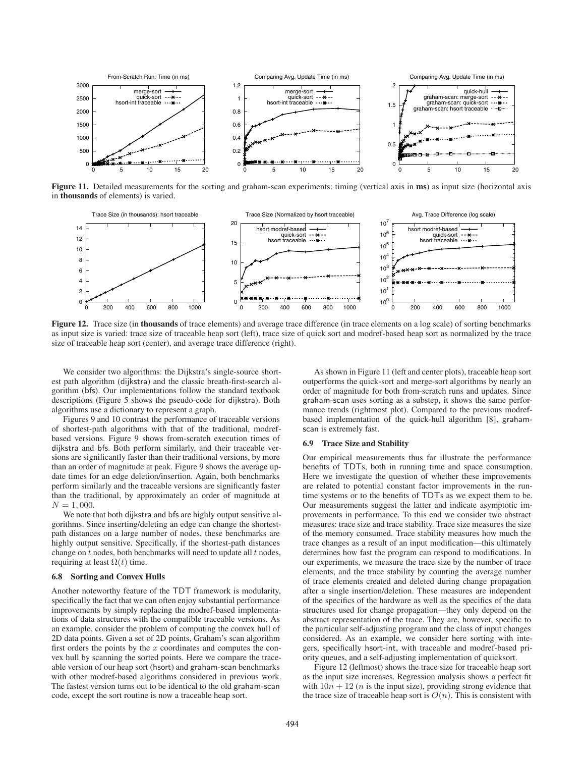**Figure 11.** Detailed measurements for the sorting and graham-scan experiments: timing (vertical axis in **ms**) as input size (horizontal axis in **thousands** of elements) is varied.

**Figure 12.** Trace size (in **thousands** of trace elements) and average trace difference (in trace elements on a log scale) of sorting benchmarks as input size is varied: trace size of traceable heap sort (left), trace size of quick sort and modref-based heap sort as normalized by the trace size of traceable heap sort (center), and average trace difference (right).

We consider two algorithms: the Dijkstra's single-source shortest path algorithm (dijkstra) and the classic breath-first-search algorithm (bfs). Our implementations follow the standard textbook descriptions (Figure 5 shows the pseudo-code for dijkstra). Both algorithms use a dictionary to represent a graph.

Figures 9 and 10 contrast the performance of traceable versions of shortest-path algorithms with that of the traditional, modref-based versions. Figure 9 shows from-scratch execution times of dijkstra and bfs. Both perform similarly, and their traceable versions are significantly faster than their traditional versions, by more than an order of magnitude at peak. Figure 9 shows the average update times for an edge deletion/insertion. Again, both benchmarks perform similarly and the traceable versions are significantly faster than the traditional, by approximately an order of magnitude at $N = 1,000$.

We note that both dijkstra and bfs are highly output sensitive algorithms. Since inserting/deleting an edge can change the shortest-path distances on a large number of nodes, these benchmarks are highly output sensitive. Specifically, if the shortest-path distances change on $t$ nodes, both benchmarks will need to update all $t$ nodes, requiring at least $\Omega(t)$ time.

### 6.8 Sorting and Convex Hulls

Another noteworthy feature of the TDT framework is modularity, specifically the fact that we can often enjoy substantial performance improvements by simply replacing the modref-based implementations of data structures with the compatible traceable versions. As an example, consider the problem of computing the convex hull of 2D data points. Given a set of 2D points, Graham's scan algorithm first orders the points by the $x$ coordinates and computes the convex hull by scanning the sorted points. Here we compare the traceable version of our heap sort (hsort) and graham-scan benchmarks with other modref-based algorithms considered in previous work. The fastest version turns out to be identical to the old graham-scan code, except the sort routine is now a traceable heap sort.

As shown in Figure 11 (left and center plots), traceable heap sort outperforms the quick-sort and merge-sort algorithms by nearly an order of magnitude for both from-scratch runs and updates. Since graham-scan uses sorting as a substep, it shows the same performance trends (rightmost plot). Compared to the previous modref-based implementation of the quick-hull algorithm [8], graham-scan is extremely fast.

### 6.9 Trace Size and Stability

Our empirical measurements thus far illustrate the performance benefits of TDTs, both in running time and space consumption. Here we investigate the question of whether these improvements are related to potential constant factor improvements in the run-time systems or to the benefits of TDTs as we expect them to be. Our measurements suggest the latter and indicate asymptotic improvements in performance. To this end we consider two abstract measures: trace size and trace stability. Trace size measures the size of the memory consumed. Trace stability measures how much the trace changes as a result of an input modification—this ultimately determines how fast the program can respond to modifications. In our experiments, we measure the trace size by the number of trace elements, and the trace stability by counting the average number of trace elements created and deleted during change propagation after a single insertion/deletion. These measures are independent of the specifics of the hardware as well as the specifics of the data structures used for change propagation—they only depend on the abstract representation of the trace. They are, however, specific to the particular self-adjusting program and the class of input changes considered. As an example, we consider here sorting with integers, specifically hsort-int, with traceable and modref-based priority queues, and a self-adjusting implementation of quicksort.

Figure 12 (leftmost) shows the trace size for traceable heap sort as the input size increases. Regression analysis shows a perfect fit with $10n + 12$ ($n$ is the input size), providing strong evidence that the trace size of traceable heap sort is $O(n)$. This is consistent with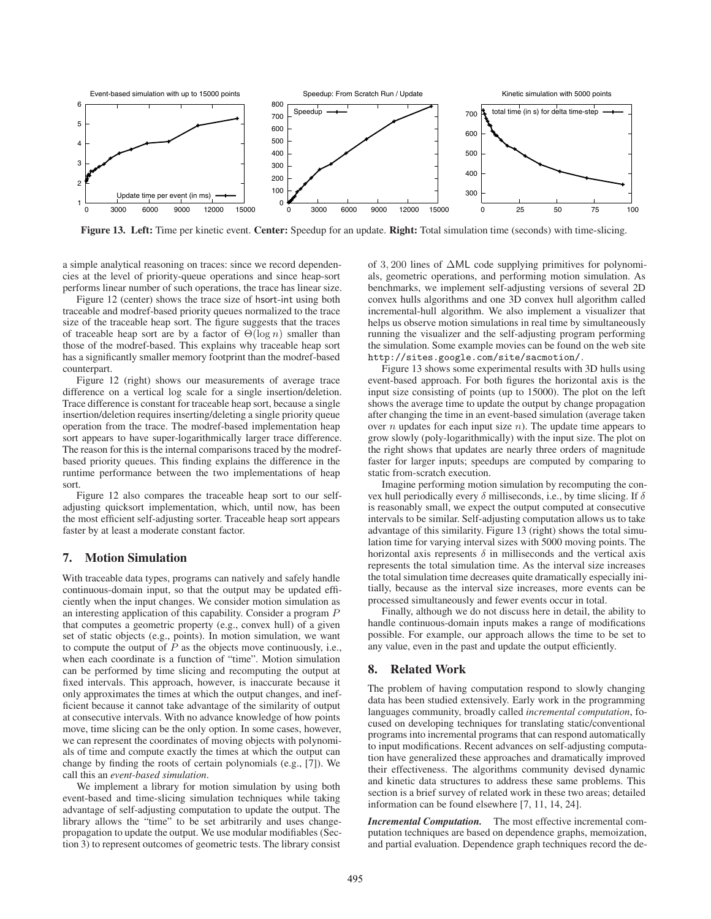Event-based simulation with up to 15000 points

Update time per event (in ms)

Speedup: From Scratch Run / Update

Speedup

Kinetic simulation with 5000 points

total time (in s) for delta time-step

**Figure 13. Left:** Time per kinetic event. **Center:** Speedup for an update. **Right:** Total simulation time (seconds) with time-slicing.

a simple analytical reasoning on traces: since we record dependencies at the level of priority-queue operations and since heap-sort performs linear number of such operations, the trace has linear size.

Figure 12 (center) shows the trace size of hsort-int using both traceable and modref-based priority queues normalized to the trace size of the traceable heap sort. The figure suggests that the traces of traceable heap sort are by a factor of $\Theta(\log n)$ smaller than those of the modref-based. This explains why traceable heap sort has a significantly smaller memory footprint than the modref-based counterpart.

Figure 12 (right) shows our measurements of average trace difference on a vertical log scale for a single insertion/deletion. Trace difference is constant for traceable heap sort, because a single insertion/deletion requires inserting/deleting a single priority queue operation from the trace. The modref-based implementation heap sort appears to have super-logarithmically larger trace difference. The reason for this is the internal comparisons traced by the modref-based priority queues. This finding explains the difference in the runtime performance between the two implementations of heap sort.

Figure 12 also compares the traceable heap sort to our self-adjusting quicksort implementation, which, until now, has been the most efficient self-adjusting sorter. Traceable heap sort appears faster by at least a moderate constant factor.

## 7. Motion Simulation

With traceable data types, programs can natively and safely handle continuous-domain input, so that the output may be updated efficiently when the input changes. We consider motion simulation as an interesting application of this capability. Consider a program $P$ that computes a geometric property (e.g., convex hull) of a given set of static objects (e.g., points). In motion simulation, we want to compute the output of $P$ as the objects move continuously, i.e., when each coordinate is a function of "time". Motion simulation can be performed by time slicing and recomputing the output at fixed intervals. This approach, however, is inaccurate because it only approximates the times at which the output changes, and inefficient because it cannot take advantage of the similarity of output at consecutive intervals. With no advance knowledge of how points move, time slicing can be the only option. In some cases, however, we can represent the coordinates of moving objects with polynomials of time and compute exactly the times at which the output can change by finding the roots of certain polynomials (e.g., [7]). We call this an *event-based simulation*.

We implement a library for motion simulation by using both event-based and time-slicing simulation techniques while taking advantage of self-adjusting computation to update the output. The library allows the "time" to be set arbitrarily and uses change-propagation to update the output. We use modular modifiables (Section 3) to represent outcomes of geometric tests. The library consist of 3,200 lines of ΔML code supplying primitives for polynomials, geometric operations, and performing motion simulation. As benchmarks, we implement self-adjusting versions of several 2D convex hulls algorithms and one 3D convex hull algorithm called incremental-hull algorithm. We also implement a visualizer that helps us observe motion simulations in real time by simultaneously running the visualizer and the self-adjusting program performing the simulation. Some example movies can be found on the web site `http://sites.google.com/site/sacmotion/`.

Figure 13 shows some experimental results with 3D hulls using event-based approach. For both figures the horizontal axis is the input size consisting of points (up to 15000). The plot on the left shows the average time to update the output by change propagation after changing the time in an event-based simulation (average taken over $n$ updates for each input size $n$). The update time appears to grow slowly (poly-logarithmically) with the input size. The plot on the right shows that updates are nearly three orders of magnitude faster for larger inputs; speedups are computed by comparing to static from-scratch execution.

Imagine performing motion simulation by recomputing the convex hull periodically every $\delta$ milliseconds, i.e., by time slicing. If $\delta$ is reasonably small, we expect the output computed at consecutive intervals to be similar. Self-adjusting computation allows us to take advantage of this similarity. Figure 13 (right) shows the total simulation time for varying interval sizes with 5000 moving points. The horizontal axis represents $\delta$ in milliseconds and the vertical axis represents the total simulation time. As the interval size increases the total simulation time decreases quite dramatically especially initially, because as the interval size increases, more events can be processed simultaneously and fewer events occur in total.

Finally, although we do not discuss here in detail, the ability to handle continuous-domain inputs makes a range of modifications possible. For example, our approach allows the time to be set to any value, even in the past and update the output efficiently.

## 8. Related Work

The problem of having computation respond to slowly changing data has been studied extensively. Early work in the programming languages community, broadly called *incremental computation*, focused on developing techniques for translating static/conventional programs into incremental programs that can respond automatically to input modifications. Recent advances on self-adjusting computation have generalized these approaches and dramatically improved their effectiveness. The algorithms community devised dynamic and kinetic data structures to address these same problems. This section is a brief survey of related work in these two areas; detailed information can be found elsewhere [7, 11, 14, 24].

***Incremental Computation.*** The most effective incremental computation techniques are based on dependence graphs, memoization, and partial evaluation. Dependence graph techniques record the de-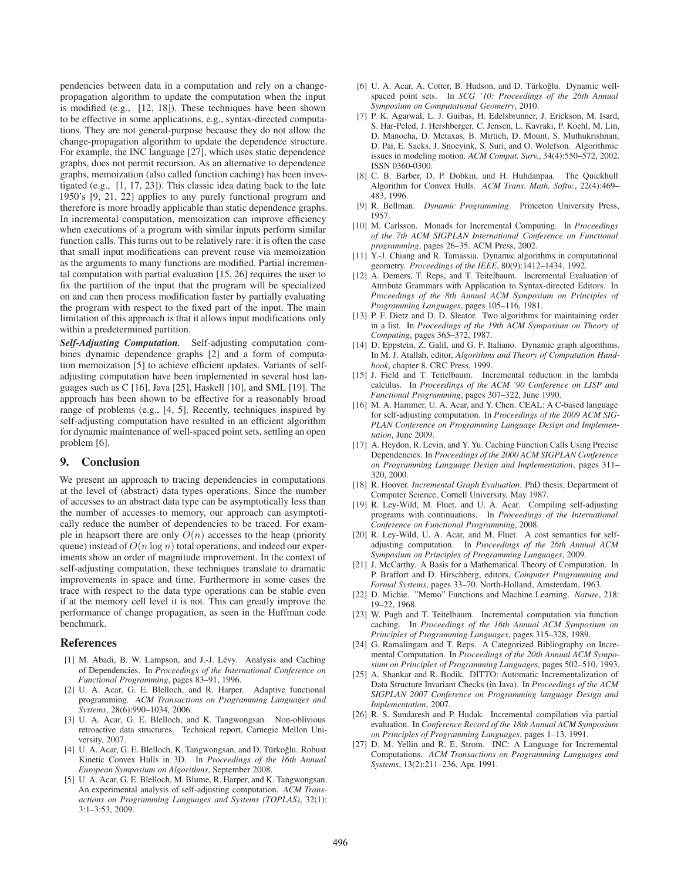pendencies between data in a computation and rely on a change-propagation algorithm to update the computation when the input is modified (e.g., [12, 18]). These techniques have been shown to be effective in some applications, e.g., syntax-directed computations. They are not general-purpose because they do not allow the change-propagation algorithm to update the dependence structure. For example, the INC language [27], which uses static dependence graphs, does not permit recursion. As an alternative to dependence graphs, memoization (also called function caching) has been investigated (e.g., [1, 17, 23]). This classic idea dating back to the late 1950's [9, 21, 22] applies to any purely functional program and therefore is more broadly applicable than static dependence graphs. In incremental computation, memoization can improve efficiency when executions of a program with similar inputs perform similar function calls. This turns out to be relatively rare: it is often the case that small input modifications can prevent reuse via memoization as the arguments to many functions are modified. Partial incremental computation with partial evaluation [15, 26] requires the user to fix the partition of the input that the program will be specialized on and can then process modification faster by partially evaluating the program with respect to the fixed part of the input. The main limitation of this approach is that it allows input modifications only within a predetermined partition.

***Self-Adjusting Computation.*** Self-adjusting computation combines dynamic dependence graphs [2] and a form of computation memoization [5] to achieve efficient updates. Variants of self-adjusting computation have been implemented in several host languages such as C [16], Java [25], Haskell [10], and SML [19]. The approach has been shown to be effective for a reasonably broad range of problems (e.g., [4, 5]. Recently, techniques inspired by self-adjusting computation have resulted in an efficient algorithm for dynamic maintenance of well-spaced point sets, settling an open problem [6].

## 9. Conclusion

We present an approach to tracing dependencies in computations at the level of (abstract) data types operations. Since the number of accesses to an abstract data type can be asymptotically less than the number of accesses to memory, our approach can asymptotically reduce the number of dependencies to be traced. For example in heapsort there are only $O(n)$ accesses to the heap (priority queue) instead of $O(n \log n)$ total operations, and indeed our experiments show an order of magnitude improvement. In the context of self-adjusting computation, these techniques translate to dramatic improvements in space and time. Furthermore in some cases the trace with respect to the data type operations can be stable even if at the memory cell level it is not. This can greatly improve the performance of change propagation, as seen in the Huffman code benchmark.

## References

[1] M. Abadi, B. W. Lampson, and J.-J. Lévy. Analysis and Caching of Dependencies. In *Proceedings of the International Conference on Functional Programming*, pages 83–91, 1996.

[2] U. A. Acar, G. E. Blelloch, and R. Harper. Adaptive functional programming. *ACM Transactions on Programming Languages and Systems*, 28(6):990–1034, 2006.

[3] U. A. Acar, G. E. Blelloch, and K. Tangwongsan. Non-oblivious retroactive data structures. Technical report, Carnegie Mellon University, 2007.

[4] U. A. Acar, G. E. Blelloch, K. Tangwongsan, and D. Türkoğlu. Robust Kinetic Convex Hulls in 3D. In *Proceedings of the 16th Annual European Symposium on Algorithms*, September 2008.

[5] U. A. Acar, G. E. Blelloch, M. Blume, R. Harper, and K. Tangwongsan. An experimental analysis of self-adjusting computation. *ACM Transactions on Programming Languages and Systems (TOPLAS)*, 32(1): 3:1–3:53, 2009.

[6] U. A. Acar, A. Cotter, B. Hudson, and D. Türkoğlu. Dynamic well-spaced point sets. In *SCG '10: Proceedings of the 26th Annual Symposium on Computational Geometry*, 2010.

[7] P. K. Agarwal, L. J. Guibas, H. Edelsbrunner, J. Erickson, M. Isard, S. Har-Peled, J. Hershberger, C. Jensen, L. Kavraki, P. Koehl, M. Lin, D. Manocha, D. Metaxas, B. Mirtich, D. Mount, S. Muthukrishnan, D. Pai, E. Sacks, J. Snoeyink, S. Suri, and O. Wolefson. Algorithmic issues in modeling motion. *ACM Comput. Surv.*, 34(4):550–572, 2002. ISSN 0360-0300.

[8] C. B. Barber, D. P. Dobkin, and H. Huhdanpaa. The Quickhull Algorithm for Convex Hulls. *ACM Trans. Math. Softw.*, 22(4):469–483, 1996.

[9] R. Bellman. *Dynamic Programming*. Princeton University Press, 1957.

[10] M. Carlsson. Monads for Incremental Computing. In *Proceedings of the 7th ACM SIGPLAN International Conference on Functional programming*, pages 26–35. ACM Press, 2002.

[11] Y.-J. Chiang and R. Tamassia. Dynamic algorithms in computational geometry. *Proceedings of the IEEE*, 80(9):1412–1434, 1992.

[12] A. Demers, T. Reps, and T. Teitelbaum. Incremental Evaluation of Attribute Grammars with Application to Syntax-directed Editors. In *Proceedings of the 8th Annual ACM Symposium on Principles of Programming Languages*, pages 105–116, 1981.

[13] P. F. Dietz and D. D. Sleator. Two algorithms for maintaining order in a list. In *Proceedings of the 19th ACM Symposium on Theory of Computing*, pages 365–372, 1987.

[14] D. Eppstein, Z. Galil, and G. F. Italiano. Dynamic graph algorithms. In M. J. Atallah, editor, *Algorithms and Theory of Computation Handbook*, chapter 8. CRC Press, 1999.

[15] J. Field and T. Teitelbaum. Incremental reduction in the lambda calculus. In *Proceedings of the ACM '90 Conference on LISP and Functional Programming*, pages 307–322, June 1990.

[16] M. A. Hammer, U. A. Acar, and Y. Chen. CEAL: A C-based language for self-adjusting computation. In *Proceedings of the 2009 ACM SIGPLAN Conference on Programming Language Design and Implementation*, June 2009.

[17] A. Heydon, R. Levin, and Y. Yu. Caching Function Calls Using Precise Dependencies. In *Proceedings of the 2000 ACM SIGPLAN Conference on Programming Language Design and Implementation*, pages 311–320, 2000.

[18] R. Hoover. *Incremental Graph Evaluation*. PhD thesis, Department of Computer Science, Cornell University, May 1987.

[19] R. Ley-Wild, M. Fluet, and U. A. Acar. Compiling self-adjusting programs with continuations. In *Proceedings of the International Conference on Functional Programming*, 2008.

[20] R. Ley-Wild, U. A. Acar, and M. Fluet. A cost semantics for self-adjusting computation. In *Proceedings of the 26th Annual ACM Symposium on Principles of Programming Languages*, 2009.

[21] J. McCarthy. A Basis for a Mathematical Theory of Computation. In P. Braffort and D. Hirschberg, editors, *Computer Programming and Formal Systems*, pages 33–70. North-Holland, Amsterdam, 1963.

[22] D. Michie. "Memo" Functions and Machine Learning. *Nature*, 218: 19–22, 1968.

[23] W. Pugh and T. Teitelbaum. Incremental computation via function caching. In *Proceedings of the 16th Annual ACM Symposium on Principles of Programming Languages*, pages 315–328, 1989.

[24] G. Ramalingam and T. Reps. A Categorized Bibliography on Incremental Computation. In *Proceedings of the 20th Annual ACM Symposium on Principles of Programming Languages*, pages 502–510, 1993.

[25] A. Shankar and R. Bodik. DITTO: Automatic Incrementalization of Data Structure Invariant Checks (in Java). In *Proceedings of the ACM SIGPLAN 2007 Conference on Programming language Design and Implementation*, 2007.

[26] R. S. Sundaresh and P. Hudak. Incremental compilation via partial evaluation. In *Conference Record of the 18th Annual ACM Symposium on Principles of Programming Languages*, pages 1–13, 1991.

[27] D. M. Yellin and R. E. Strom. INC: A Language for Incremental Computations. *ACM Transactions on Programming Languages and Systems*, 13(2):211–236, Apr. 1991.